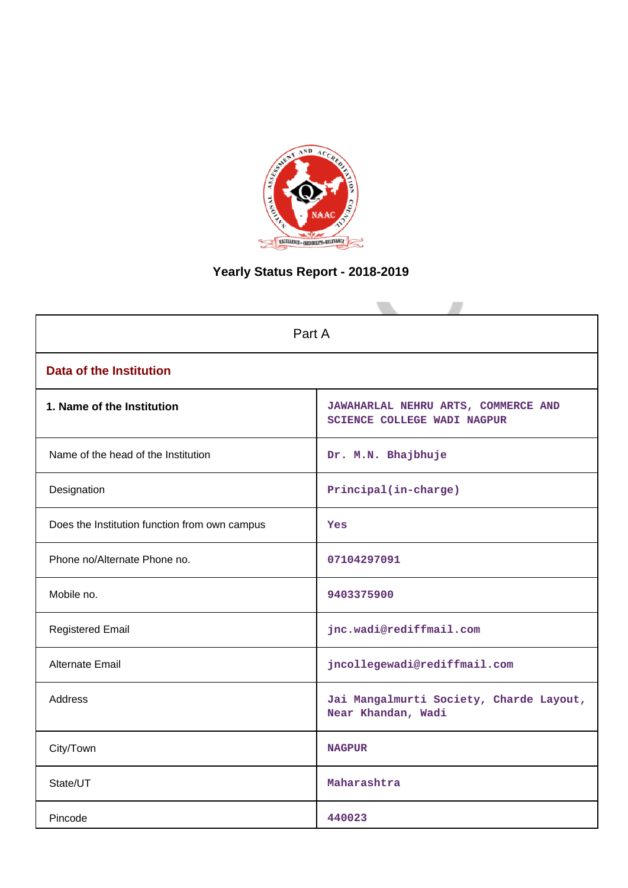# Yearly Status Report - 2018-2019

| Part A | |
|---|---|
| **Data of the Institution** | |
| **1. Name of the Institution** | JAWAHARLAL NEHRU ARTS, COMMERCE AND SCIENCE COLLEGE WADI NAGPUR |
| Name of the head of the Institution | Dr. M.N. Bhajbhuje |
| Designation | Principal(in-charge) |
| Does the Institution function from own campus | Yes |
| Phone no/Alternate Phone no. | 07104297091 |
| Mobile no. | 9403375900 |
| Registered Email | jnc.wadi@rediffmail.com |
| Alternate Email | jncollegewadi@rediffmail.com |
| Address | Jai Mangalmurti Society, Charde Layout, Near Khandan, Wadi |
| City/Town | NAGPUR |
| State/UT | Maharashtra |
| Pincode | 440023 |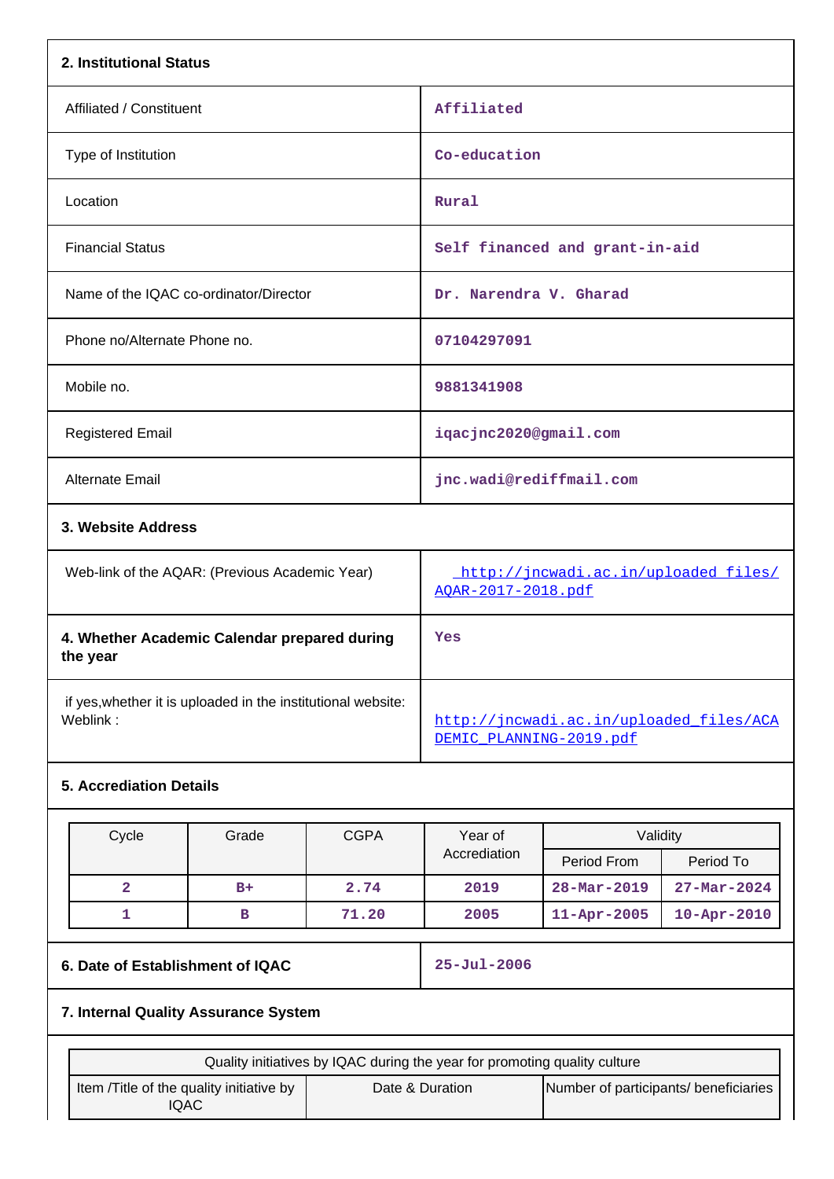## 2. Institutional Status

| | |
|---|---|
| Affiliated / Constituent | Affiliated |
| Type of Institution | Co-education |
| Location | Rural |
| Financial Status | Self financed and grant-in-aid |
| Name of the IQAC co-ordinator/Director | Dr. Narendra V. Gharad |
| Phone no/Alternate Phone no. | 07104297091 |
| Mobile no. | 9881341908 |
| Registered Email | iqacjnc2020@gmail.com |
| Alternate Email | jnc.wadi@rediffmail.com |

## 3. Website Address

| | |
|---|---|
| Web-link of the AQAR: (Previous Academic Year) | http://jncwadi.ac.in/uploaded_files/AQAR-2017-2018.pdf |
| **4. Whether Academic Calendar prepared during the year** | Yes |
| if yes,whether it is uploaded in the institutional website: Weblink : | http://jncwadi.ac.in/uploaded_files/ACADEMIC_PLANNING-2019.pdf |

## 5. Accrediation Details

| Cycle | Grade | CGPA | Year of Accrediation | Validity | |
|---|---|---|---|---|---|
| | | | | Period From | Period To |
| 2 | B+ | 2.74 | 2019 | 28-Mar-2019 | 27-Mar-2024 |
| 1 | B | 71.20 | 2005 | 11-Apr-2005 | 10-Apr-2010 |

| | |
|---|---|
| **6. Date of Establishment of IQAC** | 25-Jul-2006 |

## 7. Internal Quality Assurance System

| Quality initiatives by IQAC during the year for promoting quality culture | | |
|---|---|---|
| Item /Title of the quality initiative by IQAC | Date & Duration | Number of participants/ beneficiaries |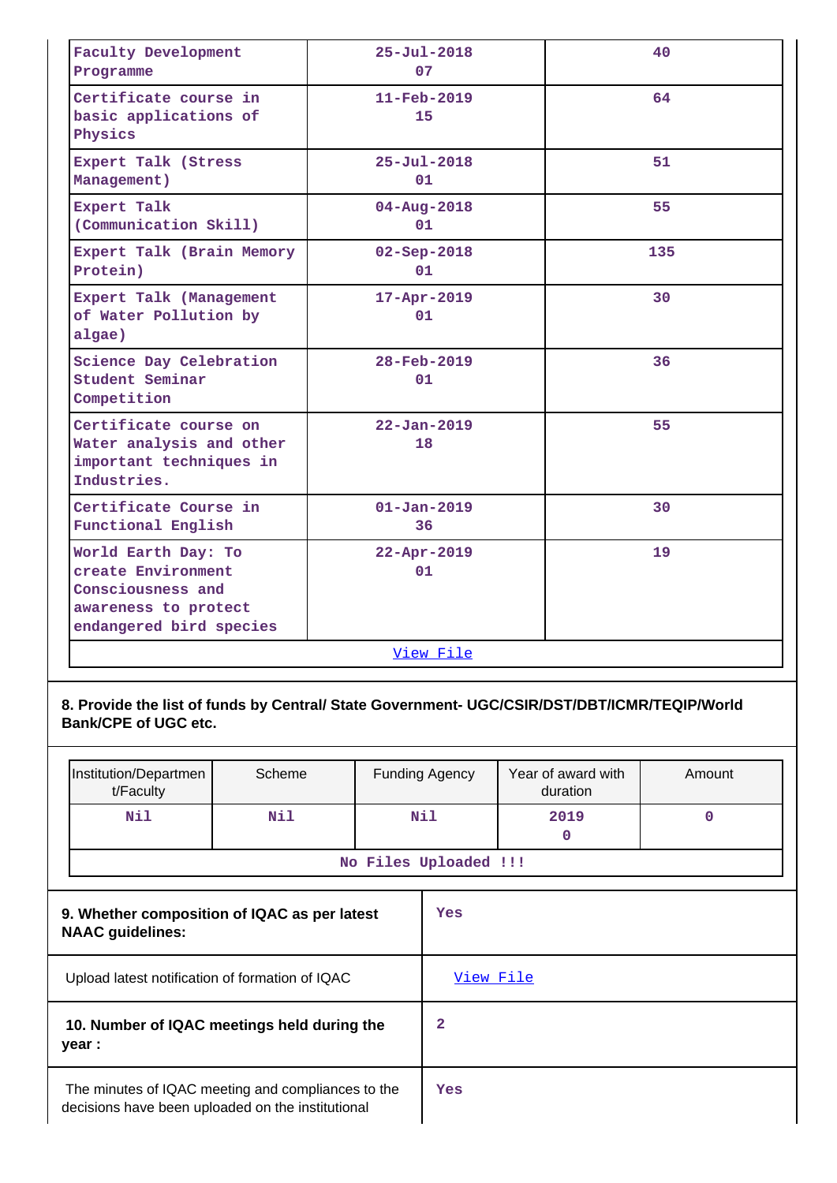| | | |
|---|---|---|
| Faculty Development Programme | 25-Jul-2018 07 | 40 |
| Certificate course in basic applications of Physics | 11-Feb-2019 15 | 64 |
| Expert Talk (Stress Management) | 25-Jul-2018 01 | 51 |
| Expert Talk (Communication Skill) | 04-Aug-2018 01 | 55 |
| Expert Talk (Brain Memory Protein) | 02-Sep-2018 01 | 135 |
| Expert Talk (Management of Water Pollution by algae) | 17-Apr-2019 01 | 30 |
| Science Day Celebration Student Seminar Competition | 28-Feb-2019 01 | 36 |
| Certificate course on Water analysis and other important techniques in Industries. | 22-Jan-2019 18 | 55 |
| Certificate Course in Functional English | 01-Jan-2019 36 | 30 |
| World Earth Day: To create Environment Consciousness and awareness to protect endangered bird species | 22-Apr-2019 01 | 19 |
| View File | | |

**8. Provide the list of funds by Central/ State Government- UGC/CSIR/DST/DBT/ICMR/TEQIP/World Bank/CPE of UGC etc.**

| Institution/Department/Faculty | Scheme | Funding Agency | Year of award with duration | Amount |
|---|---|---|---|---|
| Nil | Nil | Nil | 2019 0 | 0 |
| No Files Uploaded !!! | | | | |

| | |
|---|---|
| **9. Whether composition of IQAC as per latest NAAC guidelines:** | Yes |
| Upload latest notification of formation of IQAC | View File |
| **10. Number of IQAC meetings held during the year :** | 2 |
| The minutes of IQAC meeting and compliances to the decisions have been uploaded on the institutional | Yes |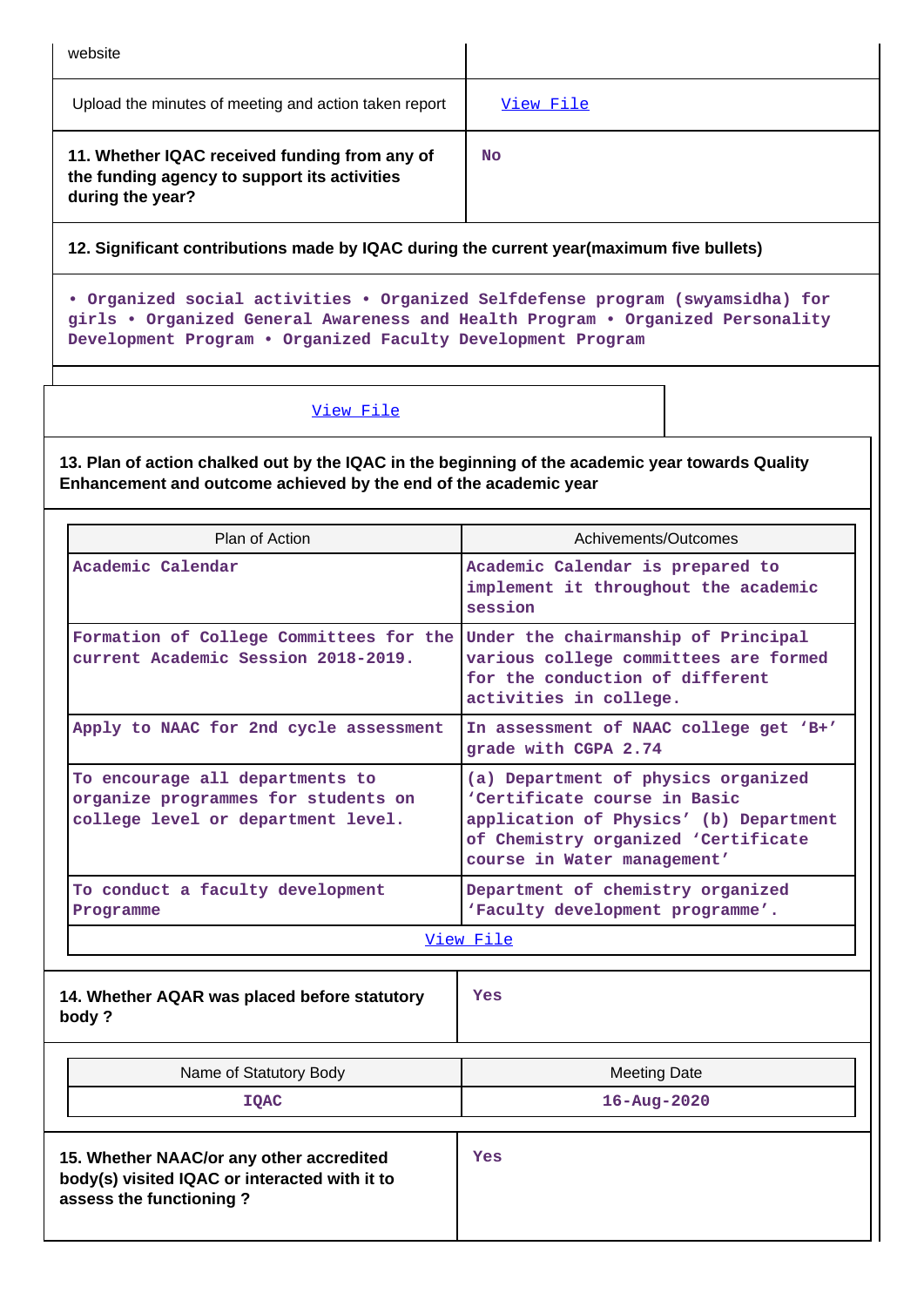| | |
|---|---|
| website | |
| Upload the minutes of meeting and action taken report | View File |
| **11. Whether IQAC received funding from any of the funding agency to support its activities during the year?** | No |

**12. Significant contributions made by IQAC during the current year(maximum five bullets)**

• Organized social activities • Organized Selfdefense program (swyamsidha) for girls • Organized General Awareness and Health Program • Organized Personality Development Program • Organized Faculty Development Program

View File

**13. Plan of action chalked out by the IQAC in the beginning of the academic year towards Quality Enhancement and outcome achieved by the end of the academic year**

| Plan of Action | Achivements/Outcomes |
|---|---|
| Academic Calendar | Academic Calendar is prepared to implement it throughout the academic session |
| Formation of College Committees for the current Academic Session 2018-2019. | Under the chairmanship of Principal various college committees are formed for the conduction of different activities in college. |
| Apply to NAAC for 2nd cycle assessment | In assessment of NAAC college get 'B+' grade with CGPA 2.74 |
| To encourage all departments to organize programmes for students on college level or department level. | (a) Department of physics organized 'Certificate course in Basic application of Physics' (b) Department of Chemistry organized 'Certificate course in Water management' |
| To conduct a faculty development Programme | Department of chemistry organized 'Faculty development programme'. |
| View File | |

| | |
|---|---|
| **14. Whether AQAR was placed before statutory body ?** | Yes |

| Name of Statutory Body | Meeting Date |
|---|---|
| IQAC | 16-Aug-2020 |

| | |
|---|---|
| **15. Whether NAAC/or any other accredited body(s) visited IQAC or interacted with it to assess the functioning ?** | Yes |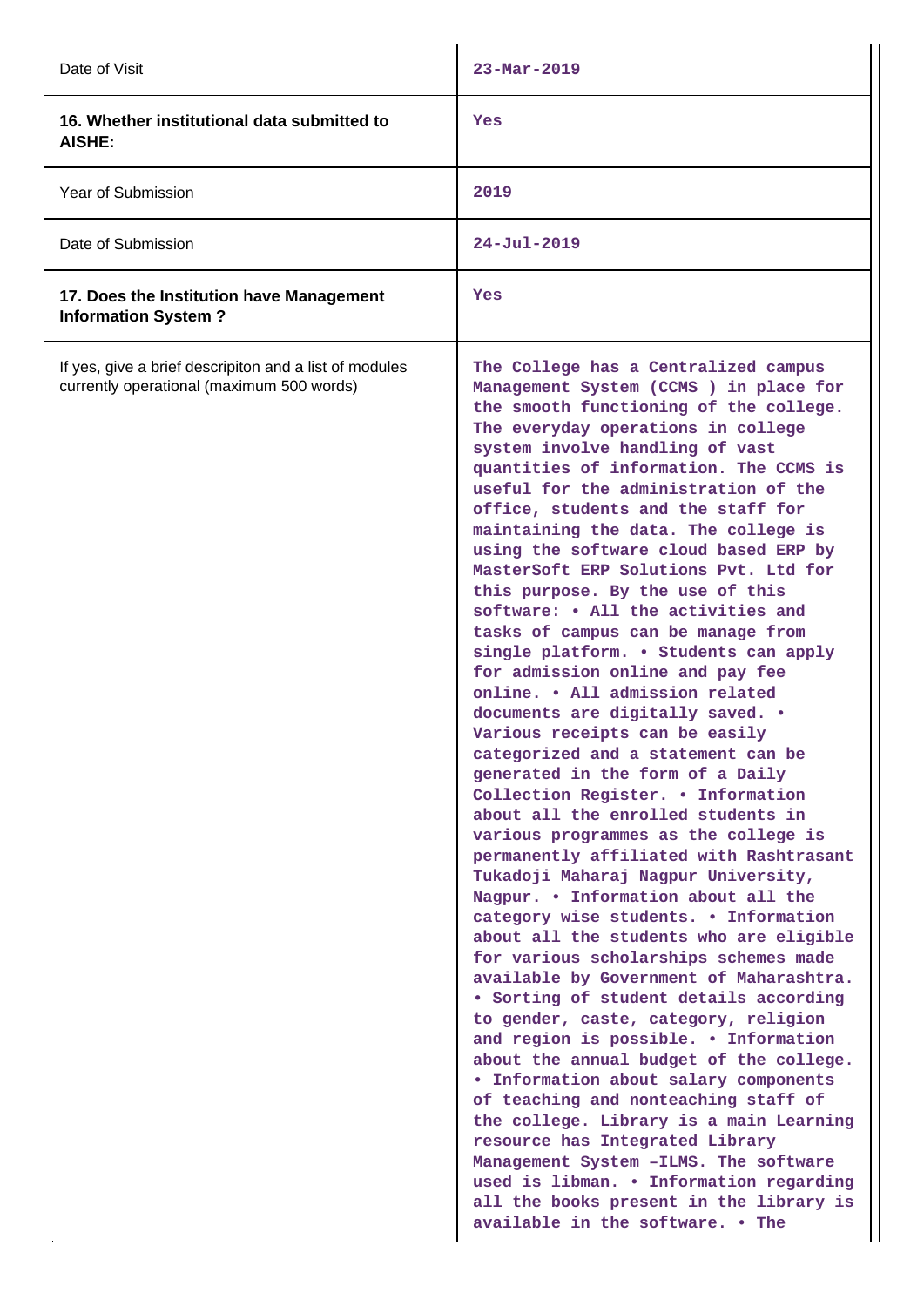| | |
|---|---|
| Date of Visit | 23-Mar-2019 |
| **16. Whether institutional data submitted to AISHE:** | Yes |
| Year of Submission | 2019 |
| Date of Submission | 24-Jul-2019 |
| **17. Does the Institution have Management Information System ?** | Yes |
| If yes, give a brief descripiton and a list of modules currently operational (maximum 500 words) | The College has a Centralized campus Management System (CCMS ) in place for the smooth functioning of the college. The everyday operations in college system involve handling of vast quantities of information. The CCMS is useful for the administration of the office, students and the staff for maintaining the data. The college is using the software cloud based ERP by MasterSoft ERP Solutions Pvt. Ltd for this purpose. By the use of this software: • All the activities and tasks of campus can be manage from single platform. • Students can apply for admission online and pay fee online. • All admission related documents are digitally saved. • Various receipts can be easily categorized and a statement can be generated in the form of a Daily Collection Register. • Information about all the enrolled students in various programmes as the college is permanently affiliated with Rashtrasant Tukadoji Maharaj Nagpur University, Nagpur. • Information about all the category wise students. • Information about all the students who are eligible for various scholarships schemes made available by Government of Maharashtra. • Sorting of student details according to gender, caste, category, religion and region is possible. • Information about the annual budget of the college. • Information about salary components of teaching and nonteaching staff of the college. Library is a main Learning resource has Integrated Library Management System –ILMS. The software used is libman. • Information regarding all the books present in the library is available in the software. • The |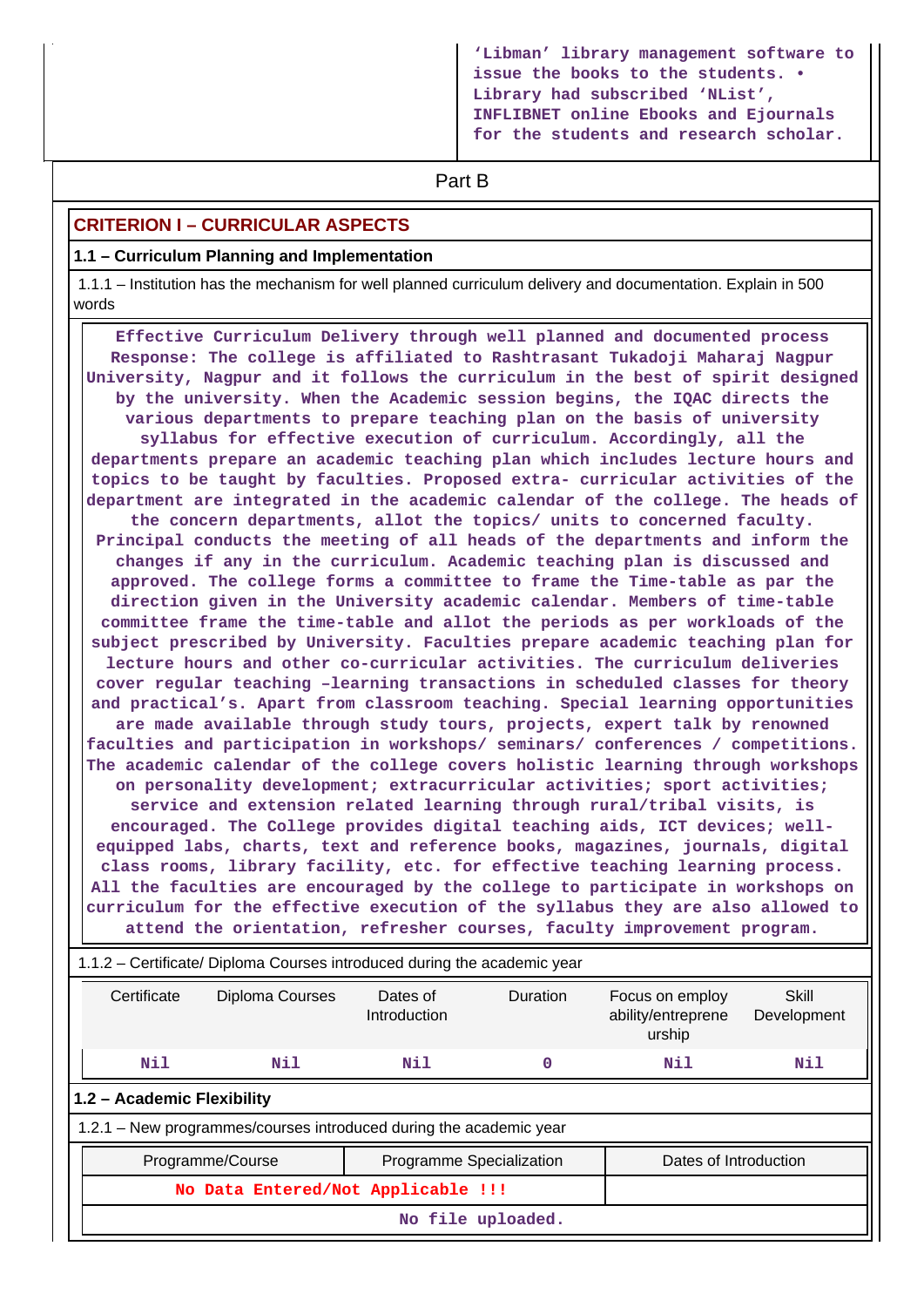'Libman' library management software to issue the books to the students. • Library had subscribed 'NList', INFLIBNET online Ebooks and Ejournals for the students and research scholar.

Part B

## CRITERION I – CURRICULAR ASPECTS

### 1.1 – Curriculum Planning and Implementation

1.1.1 – Institution has the mechanism for well planned curriculum delivery and documentation. Explain in 500 words

**Effective Curriculum Delivery through well planned and documented process Response: The college is affiliated to Rashtrasant Tukadoji Maharaj Nagpur University, Nagpur and it follows the curriculum in the best of spirit designed by the university. When the Academic session begins, the IQAC directs the various departments to prepare teaching plan on the basis of university syllabus for effective execution of curriculum. Accordingly, all the departments prepare an academic teaching plan which includes lecture hours and topics to be taught by faculties. Proposed extra- curricular activities of the department are integrated in the academic calendar of the college. The heads of the concern departments, allot the topics/ units to concerned faculty. Principal conducts the meeting of all heads of the departments and inform the changes if any in the curriculum. Academic teaching plan is discussed and approved. The college forms a committee to frame the Time-table as par the direction given in the University academic calendar. Members of time-table committee frame the time-table and allot the periods as per workloads of the subject prescribed by University. Faculties prepare academic teaching plan for lecture hours and other co-curricular activities. The curriculum deliveries cover regular teaching –learning transactions in scheduled classes for theory and practical's. Apart from classroom teaching. Special learning opportunities are made available through study tours, projects, expert talk by renowned faculties and participation in workshops/ seminars/ conferences / competitions. The academic calendar of the college covers holistic learning through workshops on personality development; extracurricular activities; sport activities; service and extension related learning through rural/tribal visits, is encouraged. The College provides digital teaching aids, ICT devices; well-equipped labs, charts, text and reference books, magazines, journals, digital class rooms, library facility, etc. for effective teaching learning process. All the faculties are encouraged by the college to participate in workshops on curriculum for the effective execution of the syllabus they are also allowed to attend the orientation, refresher courses, faculty improvement program.**

1.1.2 – Certificate/ Diploma Courses introduced during the academic year

| Certificate | Diploma Courses | Dates of Introduction | Duration | Focus on employ ability/entreprene urship | Skill Development |
|---|---|---|---|---|---|
| Nil | Nil | Nil | 0 | Nil | Nil |

### 1.2 – Academic Flexibility

1.2.1 – New programmes/courses introduced during the academic year

| Programme/Course | Programme Specialization | Dates of Introduction |
|---|---|---|
| No Data Entered/Not Applicable !!! | | |

No file uploaded.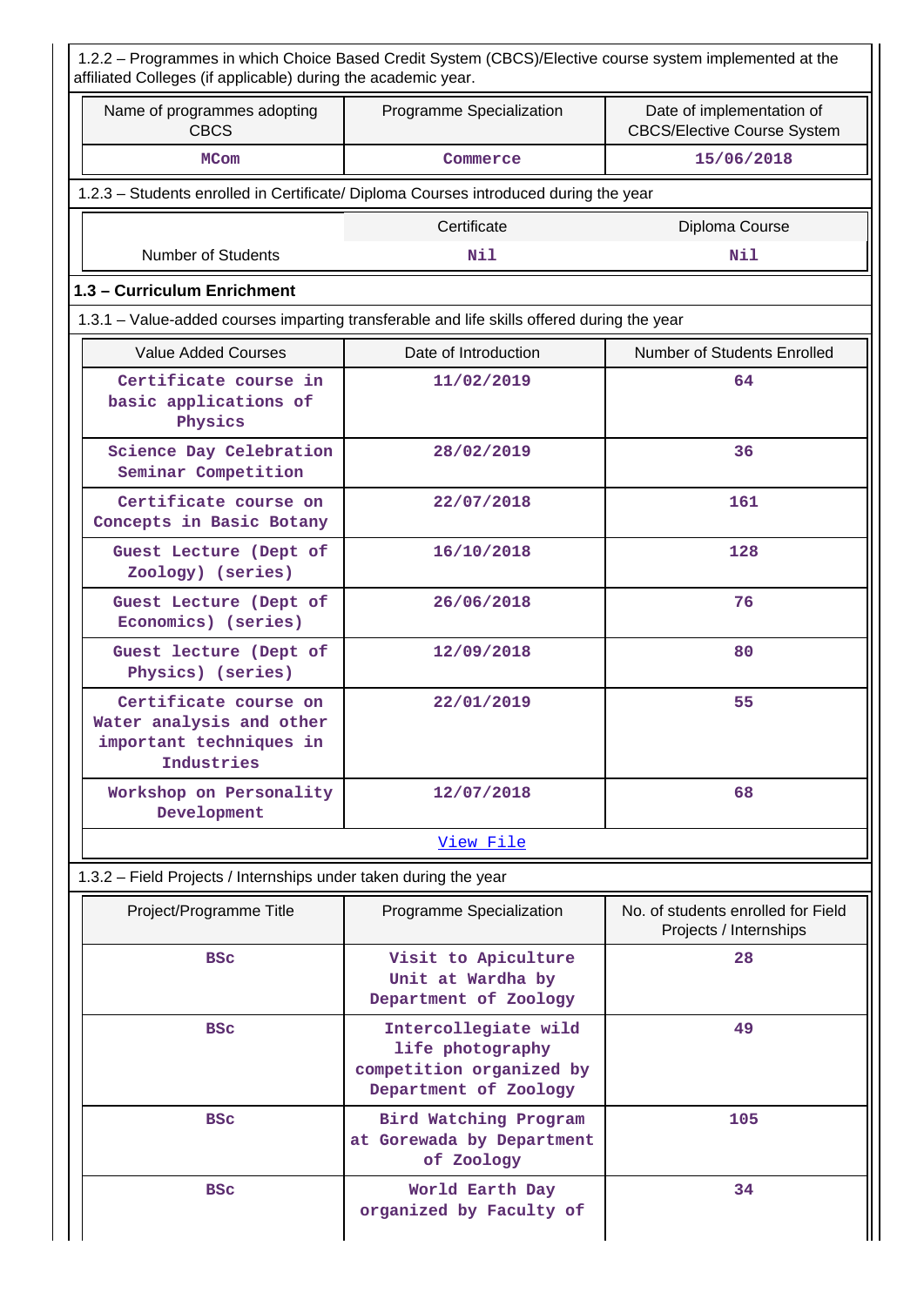1.2.2 – Programmes in which Choice Based Credit System (CBCS)/Elective course system implemented at the affiliated Colleges (if applicable) during the academic year.

| Name of programmes adopting CBCS | Programme Specialization | Date of implementation of CBCS/Elective Course System |
|---|---|---|
| MCom | Commerce | 15/06/2018 |

1.2.3 – Students enrolled in Certificate/ Diploma Courses introduced during the year

| | Certificate | Diploma Course |
|---|---|---|
| Number of Students | Nil | Nil |

### 1.3 – Curriculum Enrichment

1.3.1 – Value-added courses imparting transferable and life skills offered during the year

| Value Added Courses | Date of Introduction | Number of Students Enrolled |
|---|---|---|
| Certificate course in basic applications of Physics | 11/02/2019 | 64 |
| Science Day Celebration Seminar Competition | 28/02/2019 | 36 |
| Certificate course on Concepts in Basic Botany | 22/07/2018 | 161 |
| Guest Lecture (Dept of Zoology) (series) | 16/10/2018 | 128 |
| Guest Lecture (Dept of Economics) (series) | 26/06/2018 | 76 |
| Guest lecture (Dept of Physics) (series) | 12/09/2018 | 80 |
| Certificate course on Water analysis and other important techniques in Industries | 22/01/2019 | 55 |
| Workshop on Personality Development | 12/07/2018 | 68 |
| View File | | |

1.3.2 – Field Projects / Internships under taken during the year

| Project/Programme Title | Programme Specialization | No. of students enrolled for Field Projects / Internships |
|---|---|---|
| BSc | Visit to Apiculture Unit at Wardha by Department of Zoology | 28 |
| BSc | Intercollegiate wild life photography competition organized by Department of Zoology | 49 |
| BSc | Bird Watching Program at Gorewada by Department of Zoology | 105 |
| BSc | World Earth Day organized by Faculty of | 34 |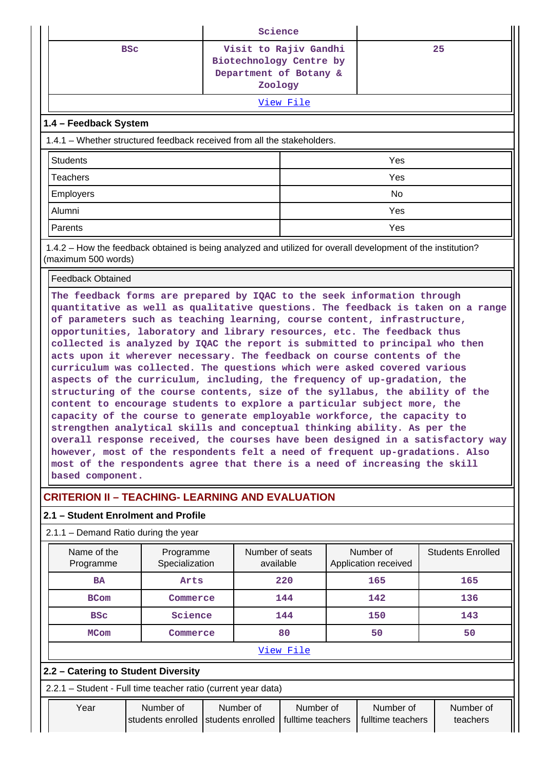| | Science | |
|---|---|---|
| BSc | Visit to Rajiv Gandhi Biotechnology Centre by Department of Botany & Zoology | 25 |
| View File | | |

**1.4 – Feedback System**

1.4.1 – Whether structured feedback received from all the stakeholders.

| | |
|---|---|
| Students | Yes |
| Teachers | Yes |
| Employers | No |
| Alumni | Yes |
| Parents | Yes |

1.4.2 – How the feedback obtained is being analyzed and utilized for overall development of the institution? (maximum 500 words)

| Feedback Obtained |
|---|
| The feedback forms are prepared by IQAC to the seek information through quantitative as well as qualitative questions. The feedback is taken on a range of parameters such as teaching learning, course content, infrastructure, opportunities, laboratory and library resources, etc. The feedback thus collected is analyzed by IQAC the report is submitted to principal who then acts upon it wherever necessary. The feedback on course contents of the curriculum was collected. The questions which were asked covered various aspects of the curriculum, including, the frequency of up-gradation, the structuring of the course contents, size of the syllabus, the ability of the content to encourage students to explore a particular subject more, the capacity of the course to generate employable workforce, the capacity to strengthen analytical skills and conceptual thinking ability. As per the overall response received, the courses have been designed in a satisfactory way however, most of the respondents felt a need of frequent up-gradations. Also most of the respondents agree that there is a need of increasing the skill based component. |

## CRITERION II – TEACHING- LEARNING AND EVALUATION

**2.1 – Student Enrolment and Profile**

2.1.1 – Demand Ratio during the year

| Name of the Programme | Programme Specialization | Number of seats available | Number of Application received | Students Enrolled |
|---|---|---|---|---|
| BA | Arts | 220 | 165 | 165 |
| BCom | Commerce | 144 | 142 | 136 |
| BSc | Science | 144 | 150 | 143 |
| MCom | Commerce | 80 | 50 | 50 |
| View File | | | | |

**2.2 – Catering to Student Diversity**

2.2.1 – Student - Full time teacher ratio (current year data)

| Year | Number of students enrolled | Number of students enrolled | Number of fulltime teachers | Number of fulltime teachers | Number of teachers |
|---|---|---|---|---|---|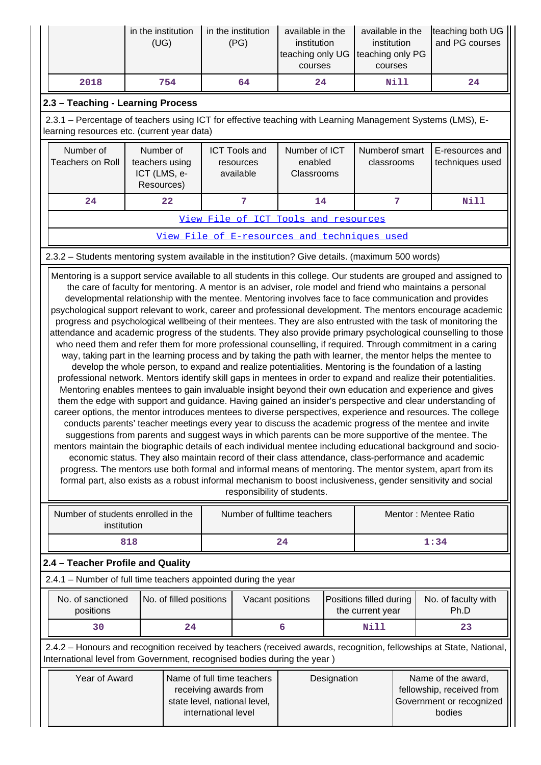| | in the institution (UG) | in the institution (PG) | available in the institution teaching only UG courses | available in the institution teaching only PG courses | teaching both UG and PG courses |
|---|---|---|---|---|---|
| 2018 | 754 | 64 | 24 | Nill | 24 |

## 2.3 – Teaching - Learning Process

2.3.1 – Percentage of teachers using ICT for effective teaching with Learning Management Systems (LMS), E-learning resources etc. (current year data)

| Number of Teachers on Roll | Number of teachers using ICT (LMS, e-Resources) | ICT Tools and resources available | Number of ICT enabled Classrooms | Numberof smart classrooms | E-resources and techniques used |
|---|---|---|---|---|---|
| 24 | 22 | 7 | 14 | 7 | Nill |

View File of ICT Tools and resources

View File of E-resources and techniques used

2.3.2 – Students mentoring system available in the institution? Give details. (maximum 500 words)

Mentoring is a support service available to all students in this college. Our students are grouped and assigned to the care of faculty for mentoring. A mentor is an adviser, role model and friend who maintains a personal developmental relationship with the mentee. Mentoring involves face to face communication and provides psychological support relevant to work, career and professional development. The mentors encourage academic progress and psychological wellbeing of their mentees. They are also entrusted with the task of monitoring the attendance and academic progress of the students. They also provide primary psychological counselling to those who need them and refer them for more professional counselling, if required. Through commitment in a caring way, taking part in the learning process and by taking the path with learner, the mentor helps the mentee to develop the whole person, to expand and realize potentialities. Mentoring is the foundation of a lasting professional network. Mentors identify skill gaps in mentees in order to expand and realize their potentialities. Mentoring enables mentees to gain invaluable insight beyond their own education and experience and gives them the edge with support and guidance. Having gained an insider's perspective and clear understanding of career options, the mentor introduces mentees to diverse perspectives, experience and resources. The college conducts parents' teacher meetings every year to discuss the academic progress of the mentee and invite suggestions from parents and suggest ways in which parents can be more supportive of the mentee. The mentors maintain the biographic details of each individual mentee including educational background and socio-economic status. They also maintain record of their class attendance, class-performance and academic progress. The mentors use both formal and informal means of mentoring. The mentor system, apart from its formal part, also exists as a robust informal mechanism to boost inclusiveness, gender sensitivity and social responsibility of students.

| Number of students enrolled in the institution | Number of fulltime teachers | Mentor : Mentee Ratio |
|---|---|---|
| 818 | 24 | 1:34 |

## 2.4 – Teacher Profile and Quality

2.4.1 – Number of full time teachers appointed during the year

| No. of sanctioned positions | No. of filled positions | Vacant positions | Positions filled during the current year | No. of faculty with Ph.D |
|---|---|---|---|---|
| 30 | 24 | 6 | Nill | 23 |

2.4.2 – Honours and recognition received by teachers (received awards, recognition, fellowships at State, National, International level from Government, recognised bodies during the year )

| Year of Award | Name of full time teachers receiving awards from state level, national level, international level | Designation | Name of the award, fellowship, received from Government or recognized bodies |
|---|---|---|---|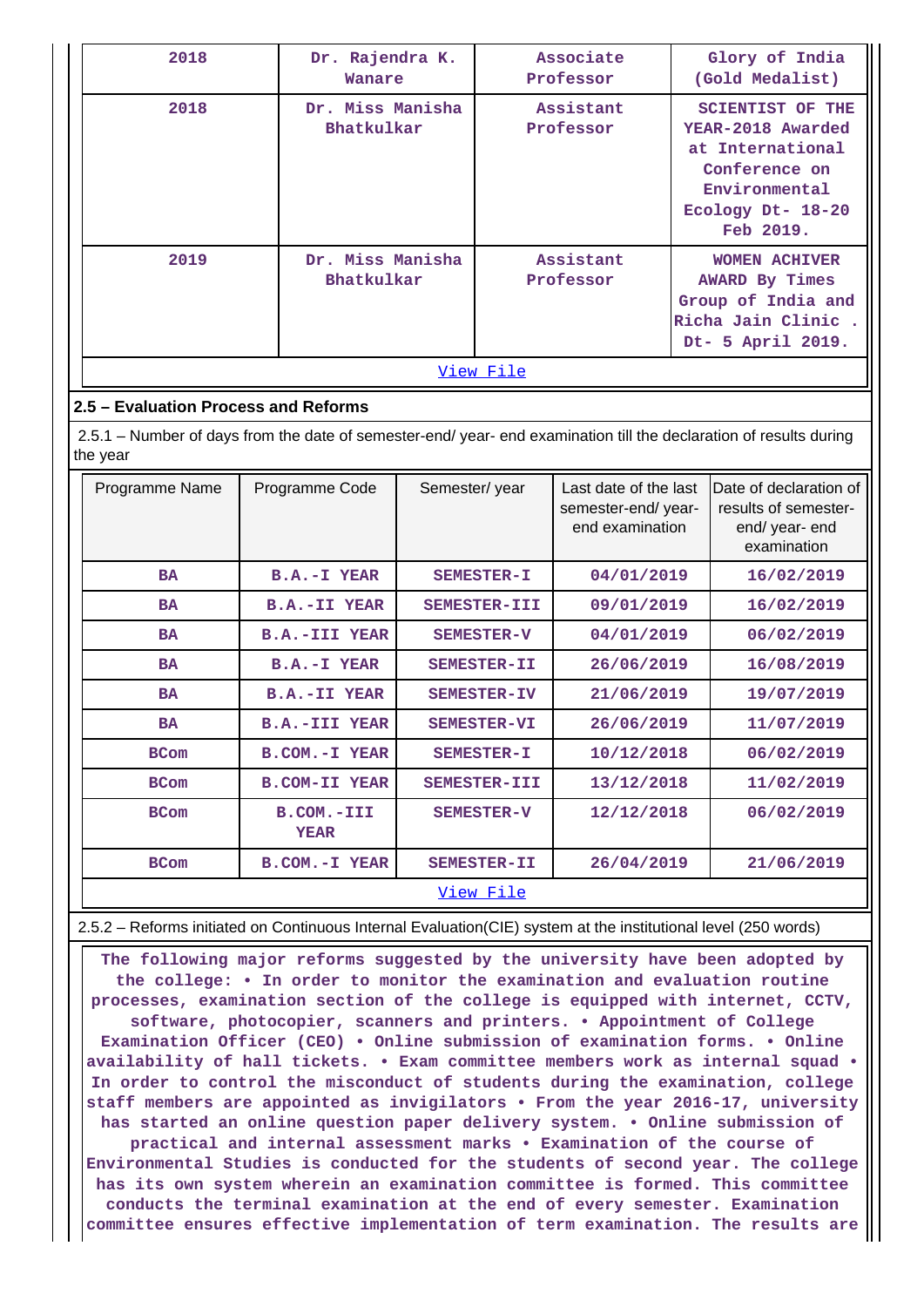| 2018 | Dr. Rajendra K. Wanare | Associate Professor | Glory of India (Gold Medalist) |
|---|---|---|---|
| 2018 | Dr. Miss Manisha Bhatkulkar | Assistant Professor | SCIENTIST OF THE YEAR-2018 Awarded at International Conference on Environmental Ecology Dt- 18-20 Feb 2019. |
| 2019 | Dr. Miss Manisha Bhatkulkar | Assistant Professor | WOMEN ACHIVER AWARD By Times Group of India and Richa Jain Clinic . Dt- 5 April 2019. |

View File

## 2.5 – Evaluation Process and Reforms

2.5.1 – Number of days from the date of semester-end/ year- end examination till the declaration of results during the year

| Programme Name | Programme Code | Semester/ year | Last date of the last semester-end/ year- end examination | Date of declaration of results of semester- end/ year- end examination |
|---|---|---|---|---|
| BA | B.A.-I YEAR | SEMESTER-I | 04/01/2019 | 16/02/2019 |
| BA | B.A.-II YEAR | SEMESTER-III | 09/01/2019 | 16/02/2019 |
| BA | B.A.-III YEAR | SEMESTER-V | 04/01/2019 | 06/02/2019 |
| BA | B.A.-I YEAR | SEMESTER-II | 26/06/2019 | 16/08/2019 |
| BA | B.A.-II YEAR | SEMESTER-IV | 21/06/2019 | 19/07/2019 |
| BA | B.A.-III YEAR | SEMESTER-VI | 26/06/2019 | 11/07/2019 |
| BCom | B.COM.-I YEAR | SEMESTER-I | 10/12/2018 | 06/02/2019 |
| BCom | B.COM-II YEAR | SEMESTER-III | 13/12/2018 | 11/02/2019 |
| BCom | B.COM.-III YEAR | SEMESTER-V | 12/12/2018 | 06/02/2019 |
| BCom | B.COM.-I YEAR | SEMESTER-II | 26/04/2019 | 21/06/2019 |

View File

2.5.2 – Reforms initiated on Continuous Internal Evaluation(CIE) system at the institutional level (250 words)

The following major reforms suggested by the university have been adopted by the college: • In order to monitor the examination and evaluation routine processes, examination section of the college is equipped with internet, CCTV, software, photocopier, scanners and printers. • Appointment of College Examination Officer (CEO) • Online submission of examination forms. • Online availability of hall tickets. • Exam committee members work as internal squad • In order to control the misconduct of students during the examination, college staff members are appointed as invigilators • From the year 2016-17, university has started an online question paper delivery system. • Online submission of practical and internal assessment marks • Examination of the course of Environmental Studies is conducted for the students of second year. The college has its own system wherein an examination committee is formed. This committee conducts the terminal examination at the end of every semester. Examination committee ensures effective implementation of term examination. The results are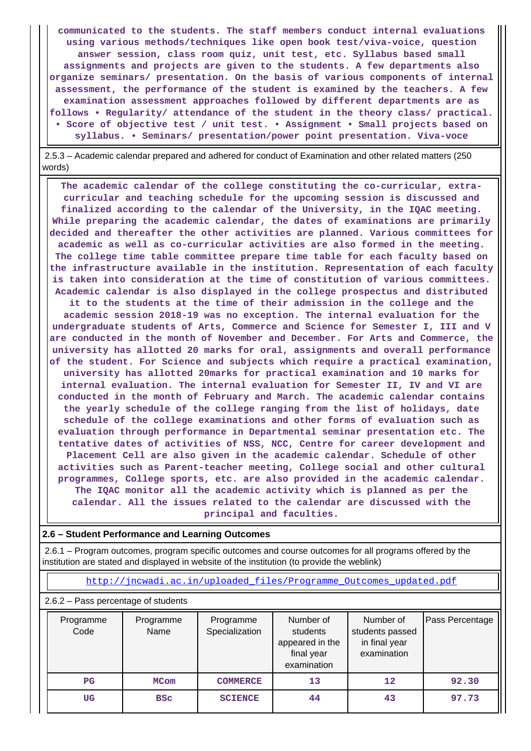communicated to the students. The staff members conduct internal evaluations using various methods/techniques like open book test/viva-voice, question answer session, class room quiz, unit test, etc. Syllabus based small assignments and projects are given to the students. A few departments also organize seminars/ presentation. On the basis of various components of internal assessment, the performance of the student is examined by the teachers. A few examination assessment approaches followed by different departments are as follows • Regularity/ attendance of the student in the theory class/ practical. • Score of objective test / unit test. • Assignment • Small projects based on syllabus. • Seminars/ presentation/power point presentation. Viva-voce

2.5.3 – Academic calendar prepared and adhered for conduct of Examination and other related matters (250 words)

The academic calendar of the college constituting the co-curricular, extra-curricular and teaching schedule for the upcoming session is discussed and finalized according to the calendar of the University, in the IQAC meeting. While preparing the academic calendar, the dates of examinations are primarily decided and thereafter the other activities are planned. Various committees for academic as well as co-curricular activities are also formed in the meeting. The college time table committee prepare time table for each faculty based on the infrastructure available in the institution. Representation of each faculty is taken into consideration at the time of constitution of various committees. Academic calendar is also displayed in the college prospectus and distributed it to the students at the time of their admission in the college and the academic session 2018-19 was no exception. The internal evaluation for the undergraduate students of Arts, Commerce and Science for Semester I, III and V are conducted in the month of November and December. For Arts and Commerce, the university has allotted 20 marks for oral, assignments and overall performance of the student. For Science and subjects which require a practical examination, university has allotted 20marks for practical examination and 10 marks for internal evaluation. The internal evaluation for Semester II, IV and VI are conducted in the month of February and March. The academic calendar contains the yearly schedule of the college ranging from the list of holidays, date schedule of the college examinations and other forms of evaluation such as evaluation through performance in Departmental seminar presentation etc. The tentative dates of activities of NSS, NCC, Centre for career development and Placement Cell are also given in the academic calendar. Schedule of other activities such as Parent-teacher meeting, College social and other cultural programmes, College sports, etc. are also provided in the academic calendar. The IQAC monitor all the academic activity which is planned as per the calendar. All the issues related to the calendar are discussed with the principal and faculties.

## 2.6 – Student Performance and Learning Outcomes

2.6.1 – Program outcomes, program specific outcomes and course outcomes for all programs offered by the institution are stated and displayed in website of the institution (to provide the weblink)

http://jncwadi.ac.in/uploaded_files/Programme_Outcomes_updated.pdf

2.6.2 – Pass percentage of students

| Programme Code | Programme Name | Programme Specialization | Number of students appeared in the final year examination | Number of students passed in final year examination | Pass Percentage |
|---|---|---|---|---|---|
| PG | MCom | COMMERCE | 13 | 12 | 92.30 |
| UG | BSc | SCIENCE | 44 | 43 | 97.73 |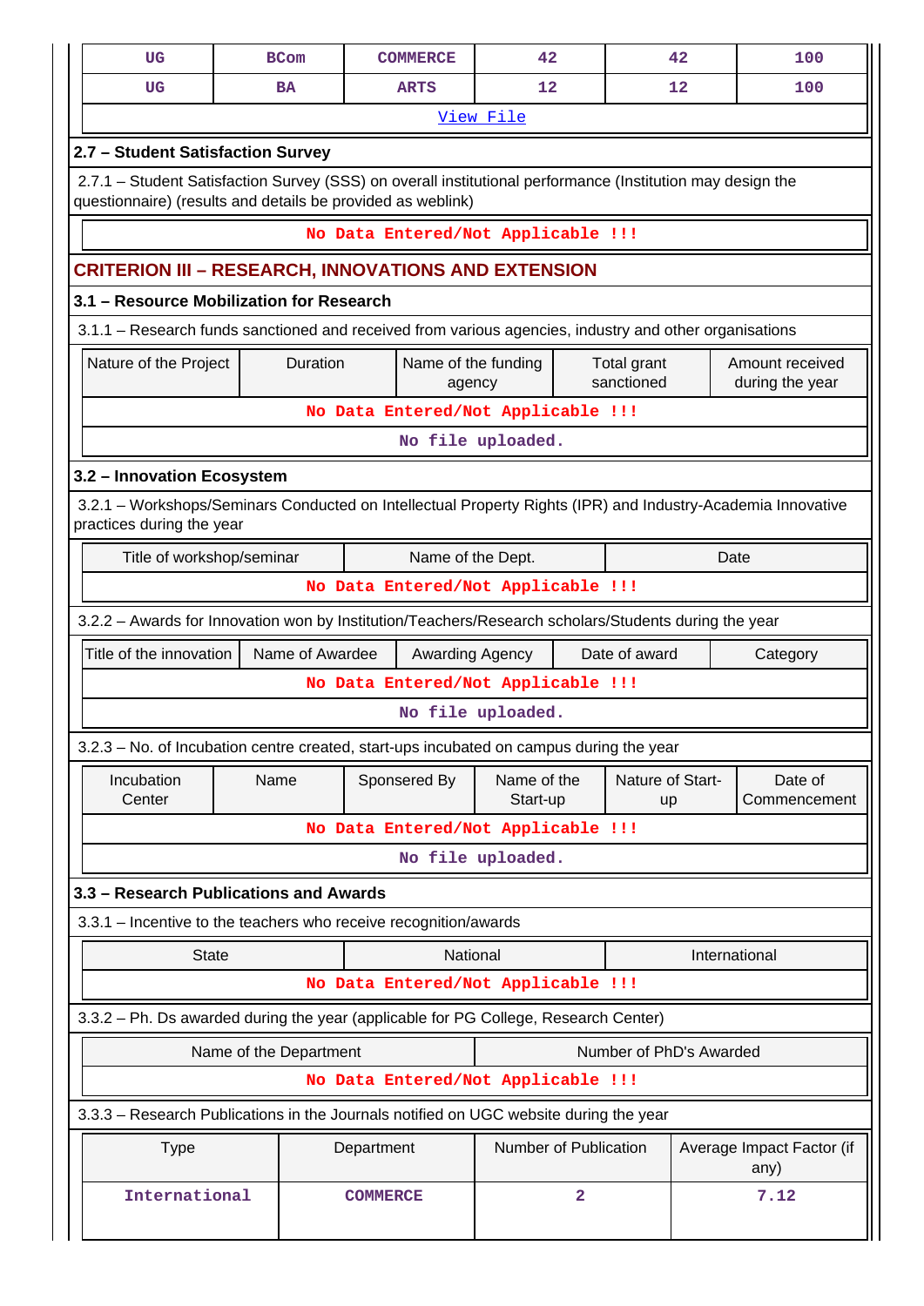| UG | BCom | COMMERCE | 42 | 42 | 100 |
|---|---|---|---|---|---|
| UG | BA | ARTS | 12 | 12 | 100 |

View File

## 2.7 – Student Satisfaction Survey

2.7.1 – Student Satisfaction Survey (SSS) on overall institutional performance (Institution may design the questionnaire) (results and details be provided as weblink)

No Data Entered/Not Applicable !!!

# CRITERION III – RESEARCH, INNOVATIONS AND EXTENSION

## 3.1 – Resource Mobilization for Research

3.1.1 – Research funds sanctioned and received from various agencies, industry and other organisations

| Nature of the Project | Duration | Name of the funding agency | Total grant sanctioned | Amount received during the year |
|---|---|---|---|---|
| No Data Entered/Not Applicable !!! | | | | |

No file uploaded.

## 3.2 – Innovation Ecosystem

3.2.1 – Workshops/Seminars Conducted on Intellectual Property Rights (IPR) and Industry-Academia Innovative practices during the year

| Title of workshop/seminar | Name of the Dept. | Date |
|---|---|---|
| No Data Entered/Not Applicable !!! | | |

3.2.2 – Awards for Innovation won by Institution/Teachers/Research scholars/Students during the year

| Title of the innovation | Name of Awardee | Awarding Agency | Date of award | Category |
|---|---|---|---|---|
| No Data Entered/Not Applicable !!! | | | | |

No file uploaded.

3.2.3 – No. of Incubation centre created, start-ups incubated on campus during the year

| Incubation Center | Name | Sponsered By | Name of the Start-up | Nature of Start-up | Date of Commencement |
|---|---|---|---|---|---|
| No Data Entered/Not Applicable !!! | | | | | |

No file uploaded.

## 3.3 – Research Publications and Awards

3.3.1 – Incentive to the teachers who receive recognition/awards

| State | National | International |
|---|---|---|
| No Data Entered/Not Applicable !!! | | |

3.3.2 – Ph. Ds awarded during the year (applicable for PG College, Research Center)

| Name of the Department | Number of PhD's Awarded |
|---|---|
| No Data Entered/Not Applicable !!! | |

3.3.3 – Research Publications in the Journals notified on UGC website during the year

| Type | Department | Number of Publication | Average Impact Factor (if any) |
|---|---|---|---|
| International | COMMERCE | 2 | 7.12 |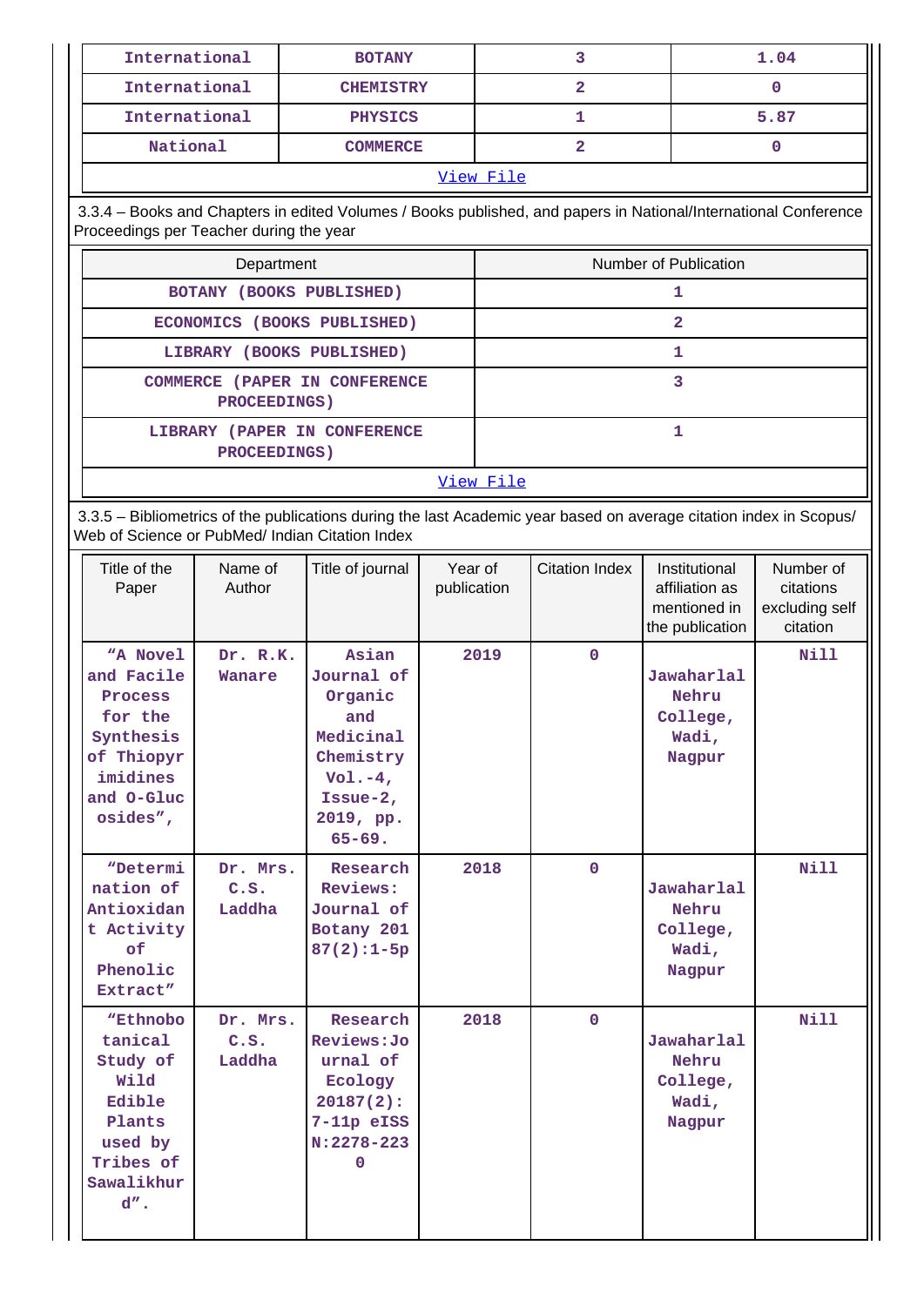| International | BOTANY | 3 | 1.04 |
|---|---|---|---|
| International | CHEMISTRY | 2 | 0 |
| International | PHYSICS | 1 | 5.87 |
| National | COMMERCE | 2 | 0 |
| View File | | | |

3.3.4 – Books and Chapters in edited Volumes / Books published, and papers in National/International Conference Proceedings per Teacher during the year

| Department | Number of Publication |
|---|---|
| BOTANY (BOOKS PUBLISHED) | 1 |
| ECONOMICS (BOOKS PUBLISHED) | 2 |
| LIBRARY (BOOKS PUBLISHED) | 1 |
| COMMERCE (PAPER IN CONFERENCE PROCEEDINGS) | 3 |
| LIBRARY (PAPER IN CONFERENCE PROCEEDINGS) | 1 |
| View File | |

3.3.5 – Bibliometrics of the publications during the last Academic year based on average citation index in Scopus/ Web of Science or PubMed/ Indian Citation Index

| Title of the Paper | Name of Author | Title of journal | Year of publication | Citation Index | Institutional affiliation as mentioned in the publication | Number of citations excluding self citation |
|---|---|---|---|---|---|---|
| "A Novel and Facile Process for the Synthesis of Thiopyrimidines and O-Glucosides", | Dr. R.K. Wanare | Asian Journal of Organic and Medicinal Chemistry Vol.-4, Issue-2, 2019, pp. 65-69. | 2019 | 0 | Jawaharlal Nehru College, Wadi, Nagpur | Nill |
| "Determination of Antioxidant Activity of Phenolic Extract" | Dr. Mrs. C.S. Laddha | Research Reviews: Journal of Botany 20187(2):1-5p | 2018 | 0 | Jawaharlal Nehru College, Wadi, Nagpur | Nill |
| "Ethnobotanical Study of Wild Edible Plants used by Tribes of Sawalikhurd". | Dr. Mrs. C.S. Laddha | Research Reviews:Journal of Ecology 20187(2): 7-11p eISSN:2278-2230 | 2018 | 0 | Jawaharlal Nehru College, Wadi, Nagpur | Nill |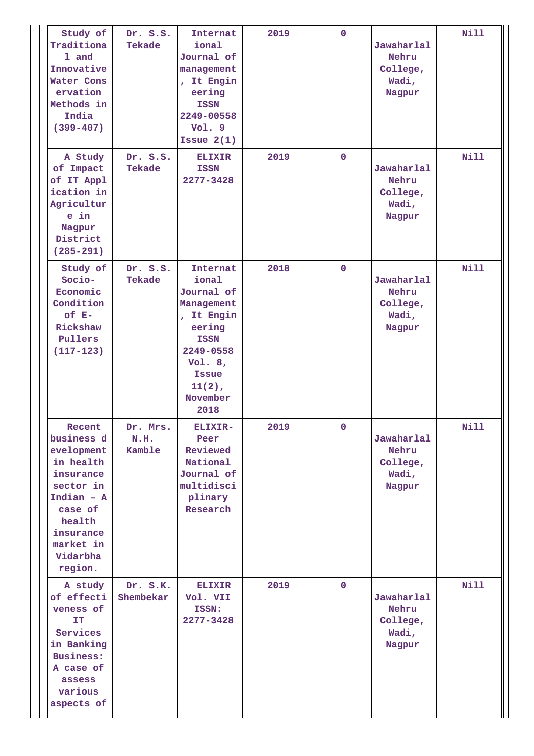| | | | | | | |
|---|---|---|---|---|---|---|
| Study of Traditional and Innovative Water Conservation Methods in India (399-407) | Dr. S.S. Tekade | International Journal of management, It Engineering ISSN 2249-00558 Vol. 9 Issue 2(1) | 2019 | 0 | Jawaharlal Nehru College, Wadi, Nagpur | Nill |
| A Study of Impact of IT Application in Agriculture in Nagpur District (285-291) | Dr. S.S. Tekade | ELIXIR ISSN 2277-3428 | 2019 | 0 | Jawaharlal Nehru College, Wadi, Nagpur | Nill |
| Study of Socio-Economic Condition of E-Rickshaw Pullers (117-123) | Dr. S.S. Tekade | International Journal of Management, It Engineering ISSN 2249-0558 Vol. 8, Issue 11(2), November 2018 | 2018 | 0 | Jawaharlal Nehru College, Wadi, Nagpur | Nill |
| Recent business development in health insurance sector in Indian – A case of health insurance market in Vidarbha region. | Dr. Mrs. N.H. Kamble | ELIXIR-Peer Reviewed National Journal of multidisciplinary Research | 2019 | 0 | Jawaharlal Nehru College, Wadi, Nagpur | Nill |
| A study of effectiveness of IT Services in Banking Business: A case of assess various aspects of | Dr. S.K. Shembekar | ELIXIR Vol. VII ISSN: 2277-3428 | 2019 | 0 | Jawaharlal Nehru College, Wadi, Nagpur | Nill |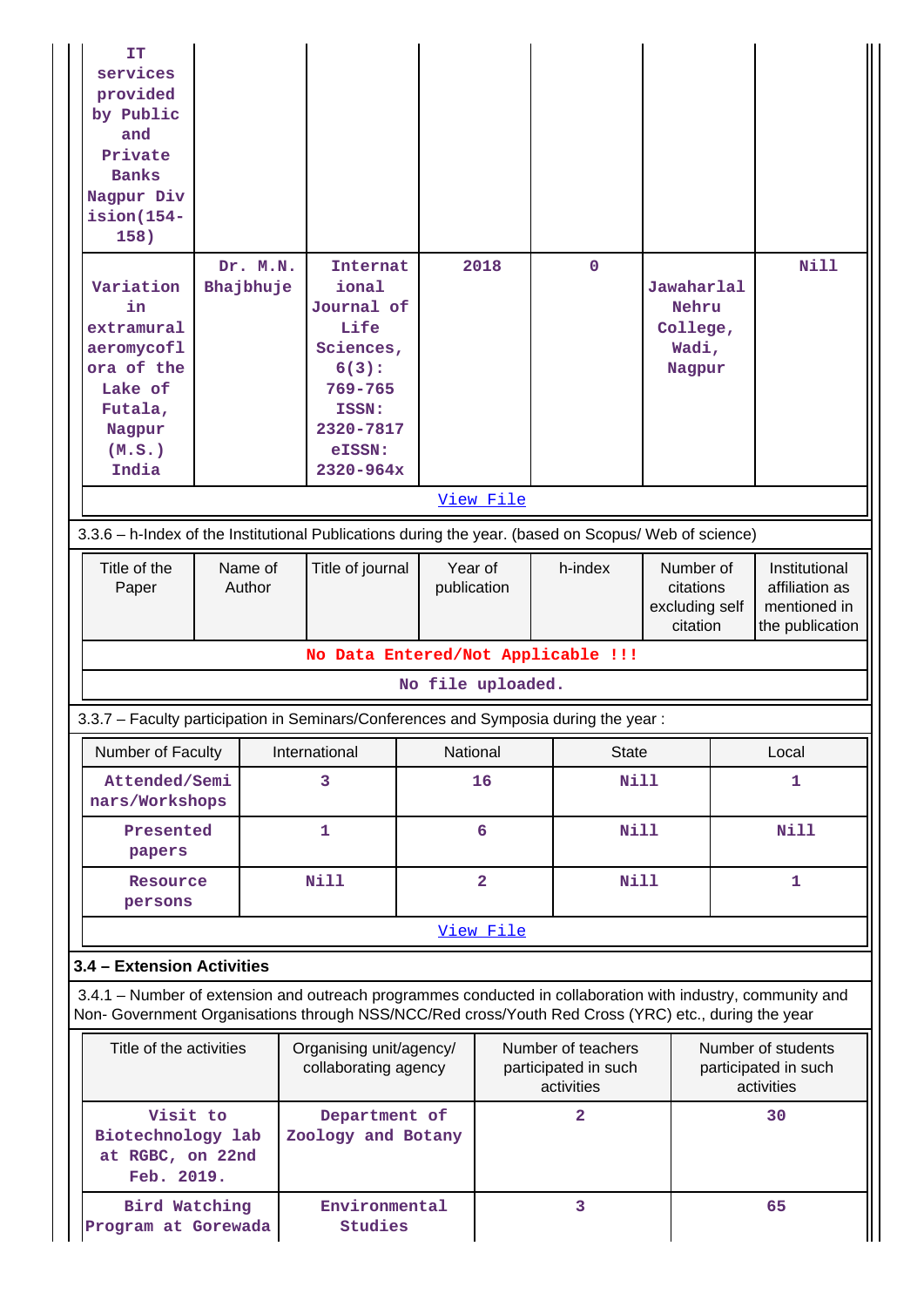| | | | | | | |
|---|---|---|---|---|---|---|
| IT services provided by Public and Private Banks Nagpur Division(154-158) | | | | | | |
| Variation in extramural aeromycoflora of the Lake of Futala, Nagpur (M.S.) India | Dr. M.N. Bhajbhuje | International Journal of Life Sciences, 6(3): 769-765 ISSN: 2320-7817 eISSN: 2320-964x | 2018 | 0 | Jawaharlal Nehru College, Wadi, Nagpur | Nill |
| View File | | | | | | |

3.3.6 – h-Index of the Institutional Publications during the year. (based on Scopus/ Web of science)

| Title of the Paper | Name of Author | Title of journal | Year of publication | h-index | Number of citations excluding self citation | Institutional affiliation as mentioned in the publication |
|---|---|---|---|---|---|---|
| No Data Entered/Not Applicable !!! | | | | | | |
| No file uploaded. | | | | | | |

3.3.7 – Faculty participation in Seminars/Conferences and Symposia during the year :

| Number of Faculty | International | National | State | Local |
|---|---|---|---|---|
| Attended/Seminars/Workshops | 3 | 16 | Nill | 1 |
| Presented papers | 1 | 6 | Nill | Nill |
| Resource persons | Nill | 2 | Nill | 1 |
| View File | | | | |

**3.4 – Extension Activities**

3.4.1 – Number of extension and outreach programmes conducted in collaboration with industry, community and Non- Government Organisations through NSS/NCC/Red cross/Youth Red Cross (YRC) etc., during the year

| Title of the activities | Organising unit/agency/ collaborating agency | Number of teachers participated in such activities | Number of students participated in such activities |
|---|---|---|---|
| Visit to Biotechnology lab at RGBC, on 22nd Feb. 2019. | Department of Zoology and Botany | 2 | 30 |
| Bird Watching Program at Gorewada | Environmental Studies | 3 | 65 |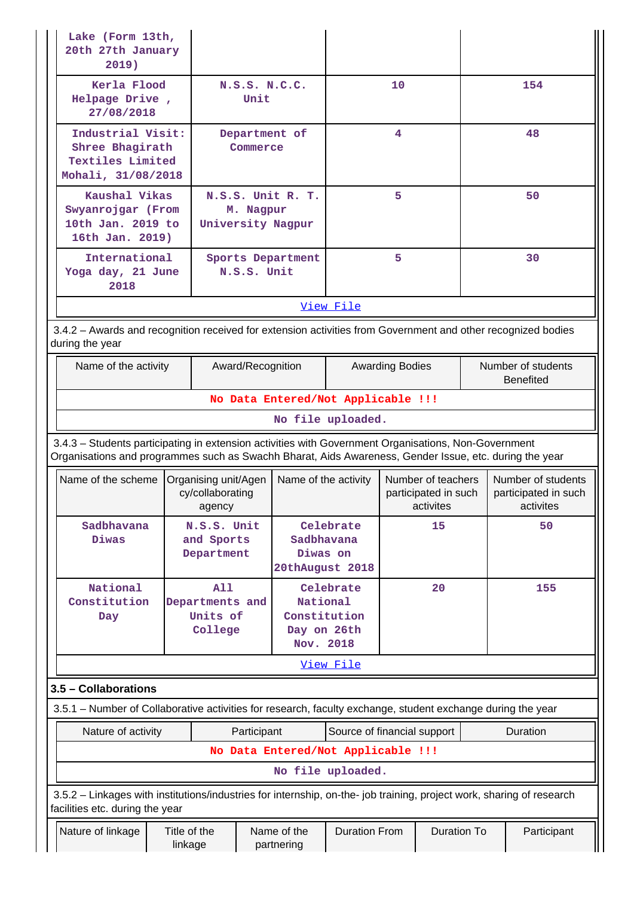| | | | |
|---|---|---|---|
| Lake (Form 13th, 20th 27th January 2019) | | | |
| Kerla Flood Helpage Drive , 27/08/2018 | N.S.S. N.C.C. Unit | 10 | 154 |
| Industrial Visit: Shree Bhagirath Textiles Limited Mohali, 31/08/2018 | Department of Commerce | 4 | 48 |
| Kaushal Vikas Swyanrojgar (From 10th Jan. 2019 to 16th Jan. 2019) | N.S.S. Unit R. T. M. Nagpur University Nagpur | 5 | 50 |
| International Yoga day, 21 June 2018 | Sports Department N.S.S. Unit | 5 | 30 |

View File

3.4.2 – Awards and recognition received for extension activities from Government and other recognized bodies during the year

| Name of the activity | Award/Recognition | Awarding Bodies | Number of students Benefited |
|---|---|---|---|
| No Data Entered/Not Applicable !!! | | | |

No file uploaded.

3.4.3 – Students participating in extension activities with Government Organisations, Non-Government Organisations and programmes such as Swachh Bharat, Aids Awareness, Gender Issue, etc. during the year

| Name of the scheme | Organising unit/Agency/collaborating agency | Name of the activity | Number of teachers participated in such activites | Number of students participated in such activites |
|---|---|---|---|---|
| Sadbhavana Diwas | N.S.S. Unit and Sports Department | Celebrate Sadbhavana Diwas on 20thAugust 2018 | 15 | 50 |
| National Constitution Day | All Departments and Units of College | Celebrate National Constitution Day on 26th Nov. 2018 | 20 | 155 |

View File

### 3.5 – Collaborations

3.5.1 – Number of Collaborative activities for research, faculty exchange, student exchange during the year

| Nature of activity | Participant | Source of financial support | Duration |
|---|---|---|---|
| No Data Entered/Not Applicable !!! | | | |

No file uploaded.

3.5.2 – Linkages with institutions/industries for internship, on-the- job training, project work, sharing of research facilities etc. during the year

| Nature of linkage | Title of the linkage | Name of the partnering | Duration From | Duration To | Participant |
|---|---|---|---|---|---|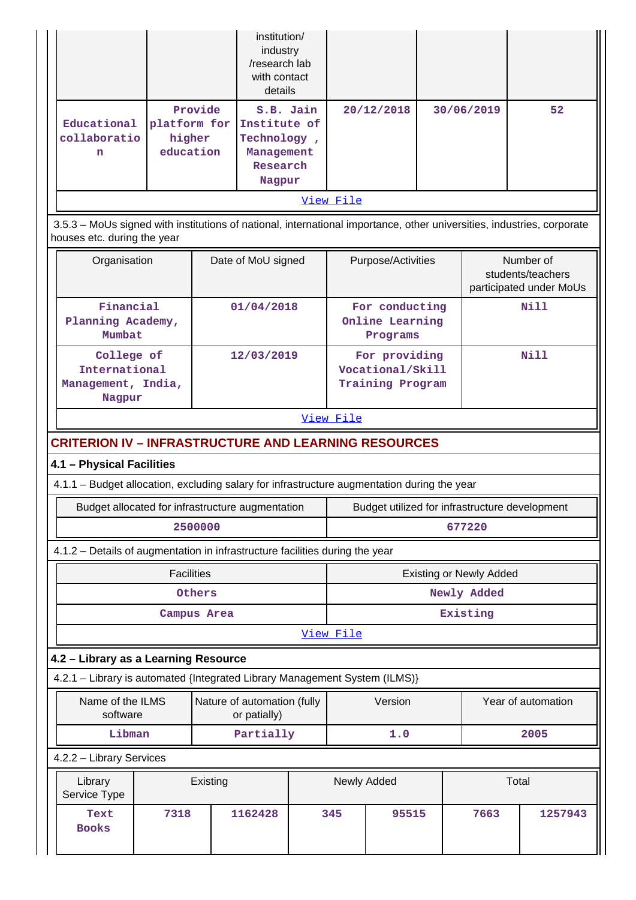| | | institution/ industry /research lab with contact details | | | |
|---|---|---|---|---|---|
| Educational collaboration | Provide platform for higher education | S.B. Jain Institute of Technology , Management Research Nagpur | 20/12/2018 | 30/06/2019 | 52 |
| View File | | | | | |

3.5.3 – MoUs signed with institutions of national, international importance, other universities, industries, corporate houses etc. during the year

| Organisation | Date of MoU signed | Purpose/Activities | Number of students/teachers participated under MoUs |
|---|---|---|---|
| Financial Planning Academy, Mumbat | 01/04/2018 | For conducting Online Learning Programs | Nill |
| College of International Management, India, Nagpur | 12/03/2019 | For providing Vocational/Skill Training Program | Nill |
| View File | | | |

## CRITERION IV – INFRASTRUCTURE AND LEARNING RESOURCES

### 4.1 – Physical Facilities

4.1.1 – Budget allocation, excluding salary for infrastructure augmentation during the year

| Budget allocated for infrastructure augmentation | Budget utilized for infrastructure development |
|---|---|
| 2500000 | 677220 |

4.1.2 – Details of augmentation in infrastructure facilities during the year

| Facilities | Existing or Newly Added |
|---|---|
| Others | Newly Added |
| Campus Area | Existing |
| View File | |

### 4.2 – Library as a Learning Resource

4.2.1 – Library is automated {Integrated Library Management System (ILMS)}

| Name of the ILMS software | Nature of automation (fully or patially) | Version | Year of automation |
|---|---|---|---|
| Libman | Partially | 1.0 | 2005 |

4.2.2 – Library Services

| Library Service Type | Existing | | Newly Added | | Total | |
|---|---|---|---|---|---|---|
| Text Books | 7318 | 1162428 | 345 | 95515 | 7663 | 1257943 |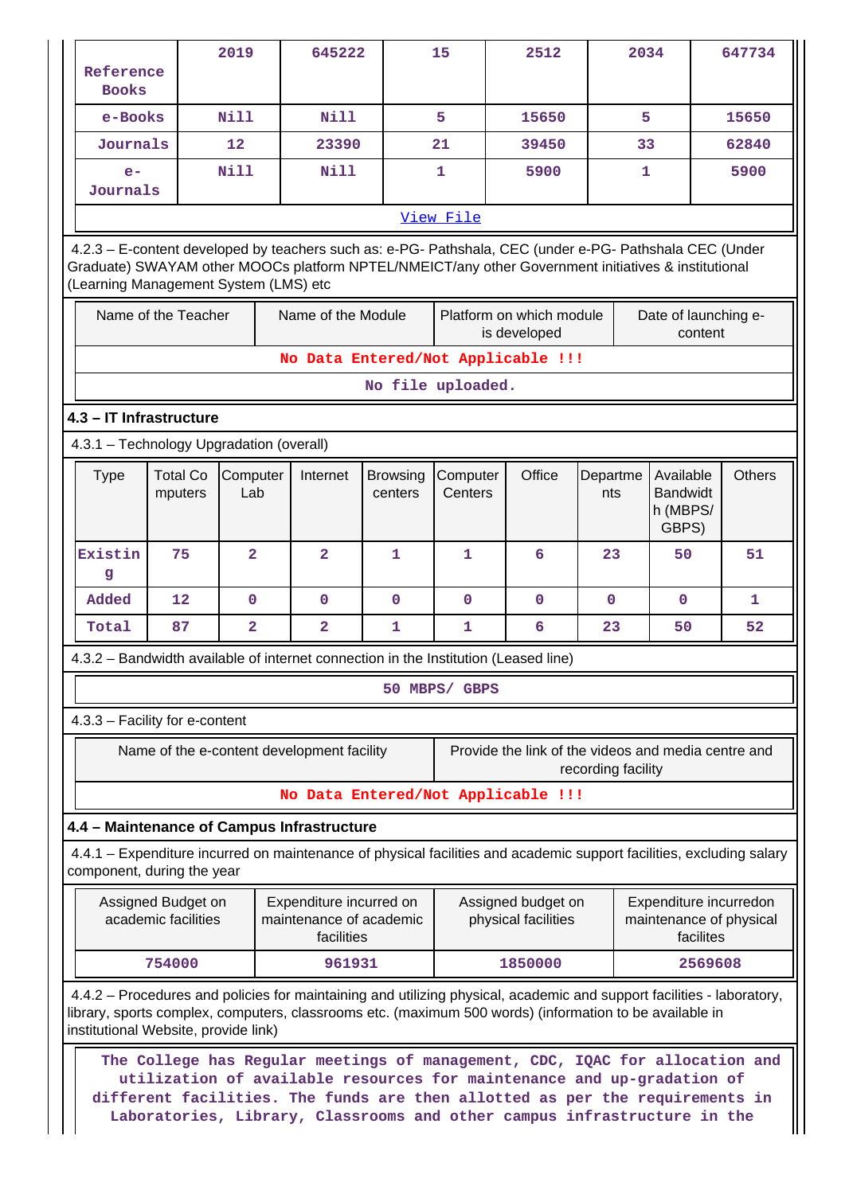| Reference Books | 2019 | 645222 | 15 | 2512 | 2034 | 647734 |
|---|---|---|---|---|---|---|
| e-Books | Nill | Nill | 5 | 15650 | 5 | 15650 |
| Journals | 12 | 23390 | 21 | 39450 | 33 | 62840 |
| e-Journals | Nill | Nill | 1 | 5900 | 1 | 5900 |

[View File](#)

4.2.3 – E-content developed by teachers such as: e-PG- Pathshala, CEC (under e-PG- Pathshala CEC (Under Graduate) SWAYAM other MOOCs platform NPTEL/NMEICT/any other Government initiatives & institutional (Learning Management System (LMS) etc

| Name of the Teacher | Name of the Module | Platform on which module is developed | Date of launching e-content |
|---|---|---|---|
| No Data Entered/Not Applicable !!! | | | |

No file uploaded.

### 4.3 – IT Infrastructure

4.3.1 – Technology Upgradation (overall)

| Type | Total Computers | Computer Lab | Internet | Browsing centers | Computer Centers | Office | Departments | Available Bandwidth (MBPS/ GBPS) | Others |
|---|---|---|---|---|---|---|---|---|---|
| Existing | 75 | 2 | 2 | 1 | 1 | 6 | 23 | 50 | 51 |
| Added | 12 | 0 | 0 | 0 | 0 | 0 | 0 | 0 | 1 |
| Total | 87 | 2 | 2 | 1 | 1 | 6 | 23 | 50 | 52 |

4.3.2 – Bandwidth available of internet connection in the Institution (Leased line)

50 MBPS/ GBPS

4.3.3 – Facility for e-content

| Name of the e-content development facility | Provide the link of the videos and media centre and recording facility |
|---|---|
| No Data Entered/Not Applicable !!! | |

### 4.4 – Maintenance of Campus Infrastructure

4.4.1 – Expenditure incurred on maintenance of physical facilities and academic support facilities, excluding salary component, during the year

| Assigned Budget on academic facilities | Expenditure incurred on maintenance of academic facilities | Assigned budget on physical facilities | Expenditure incurredon maintenance of physical facilites |
|---|---|---|---|
| 754000 | 961931 | 1850000 | 2569608 |

4.4.2 – Procedures and policies for maintaining and utilizing physical, academic and support facilities - laboratory, library, sports complex, computers, classrooms etc. (maximum 500 words) (information to be available in institutional Website, provide link)

The College has Regular meetings of management, CDC, IQAC for allocation and utilization of available resources for maintenance and up-gradation of different facilities. The funds are then allotted as per the requirements in Laboratories, Library, Classrooms and other campus infrastructure in the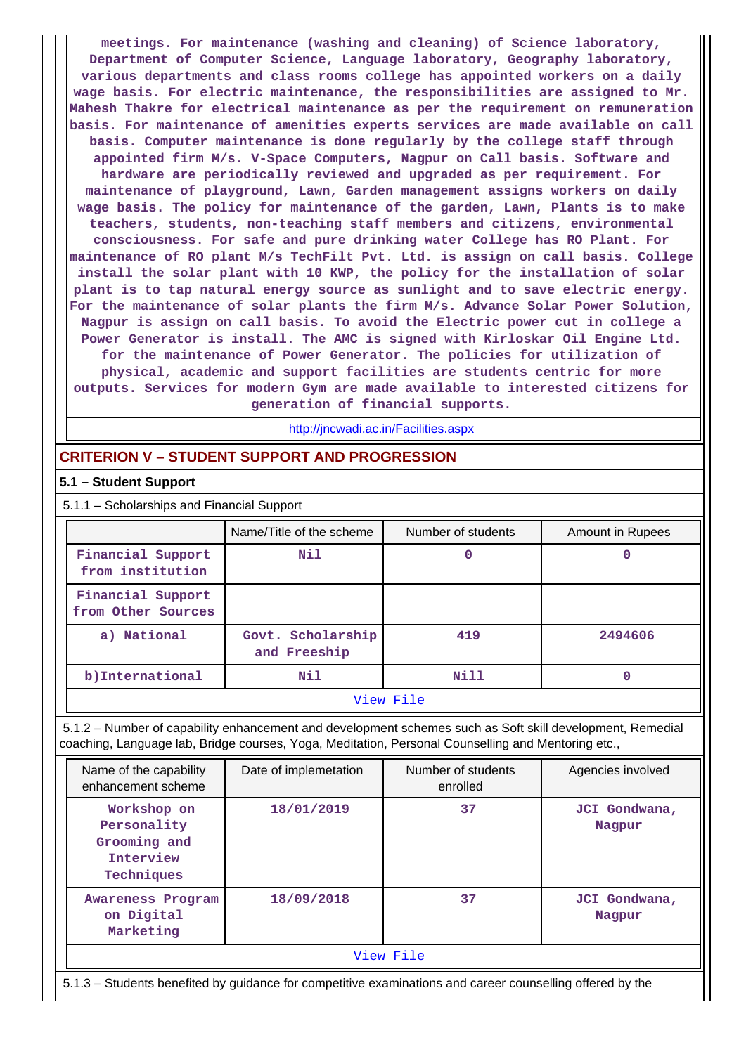meetings. For maintenance (washing and cleaning) of Science laboratory, Department of Computer Science, Language laboratory, Geography laboratory, various departments and class rooms college has appointed workers on a daily wage basis. For electric maintenance, the responsibilities are assigned to Mr. Mahesh Thakre for electrical maintenance as per the requirement on remuneration basis. For maintenance of amenities experts services are made available on call basis. Computer maintenance is done regularly by the college staff through appointed firm M/s. V-Space Computers, Nagpur on Call basis. Software and hardware are periodically reviewed and upgraded as per requirement. For maintenance of playground, Lawn, Garden management assigns workers on daily wage basis. The policy for maintenance of the garden, Lawn, Plants is to make teachers, students, non-teaching staff members and citizens, environmental consciousness. For safe and pure drinking water College has RO Plant. For maintenance of RO plant M/s TechFilt Pvt. Ltd. is assign on call basis. College install the solar plant with 10 KWP, the policy for the installation of solar plant is to tap natural energy source as sunlight and to save electric energy. For the maintenance of solar plants the firm M/s. Advance Solar Power Solution, Nagpur is assign on call basis. To avoid the Electric power cut in college a Power Generator is install. The AMC is signed with Kirloskar Oil Engine Ltd. for the maintenance of Power Generator. The policies for utilization of physical, academic and support facilities are students centric for more outputs. Services for modern Gym are made available to interested citizens for generation of financial supports.

http://jncwadi.ac.in/Facilities.aspx

## CRITERION V – STUDENT SUPPORT AND PROGRESSION

### 5.1 – Student Support

5.1.1 – Scholarships and Financial Support

| | Name/Title of the scheme | Number of students | Amount in Rupees |
|---|---|---|---|
| Financial Support from institution | Nil | 0 | 0 |
| Financial Support from Other Sources | | | |
| a) National | Govt. Scholarship and Freeship | 419 | 2494606 |
| b)International | Nil | Nill | 0 |

View File

5.1.2 – Number of capability enhancement and development schemes such as Soft skill development, Remedial coaching, Language lab, Bridge courses, Yoga, Meditation, Personal Counselling and Mentoring etc.,

| Name of the capability enhancement scheme | Date of implemetation | Number of students enrolled | Agencies involved |
|---|---|---|---|
| Workshop on Personality Grooming and Interview Techniques | 18/01/2019 | 37 | JCI Gondwana, Nagpur |
| Awareness Program on Digital Marketing | 18/09/2018 | 37 | JCI Gondwana, Nagpur |

View File

5.1.3 – Students benefited by guidance for competitive examinations and career counselling offered by the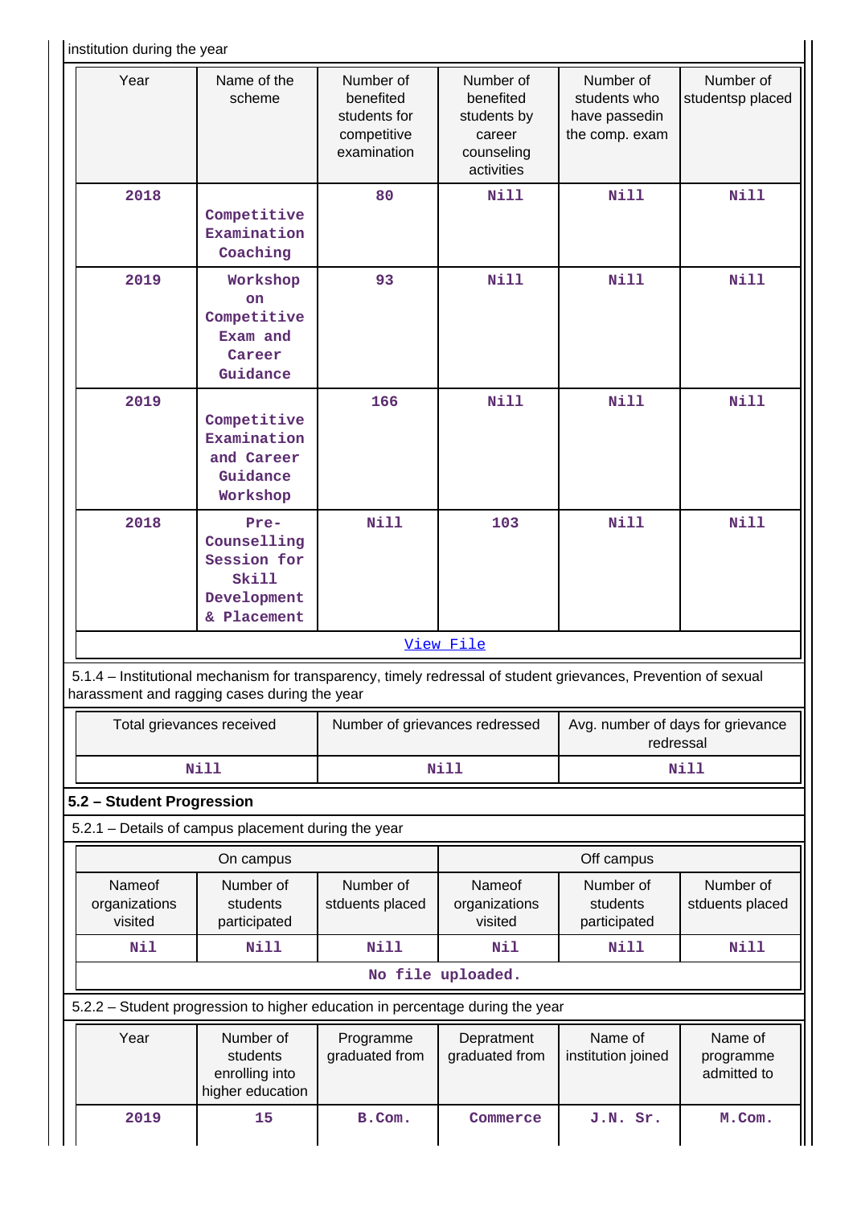institution during the year

| Year | Name of the scheme | Number of benefited students for competitive examination | Number of benefited students by career counseling activities | Number of students who have passedin the comp. exam | Number of studentsp placed |
|---|---|---|---|---|---|
| 2018 | Competitive Examination Coaching | 80 | Nill | Nill | Nill |
| 2019 | Workshop on Competitive Exam and Career Guidance | 93 | Nill | Nill | Nill |
| 2019 | Competitive Examination and Career Guidance Workshop | 166 | Nill | Nill | Nill |
| 2018 | Pre-Counselling Session for Skill Development & Placement | Nill | 103 | Nill | Nill |

View File

5.1.4 – Institutional mechanism for transparency, timely redressal of student grievances, Prevention of sexual harassment and ragging cases during the year

| Total grievances received | Number of grievances redressed | Avg. number of days for grievance redressal |
|---|---|---|
| Nill | Nill | Nill |

## 5.2 – Student Progression

5.2.1 – Details of campus placement during the year

| On campus | | | Off campus | | |
|---|---|---|---|---|---|
| Nameof organizations visited | Number of students participated | Number of stduents placed | Nameof organizations visited | Number of students participated | Number of stduents placed |
| Nil | Nill | Nill | Nil | Nill | Nill |

No file uploaded.

5.2.2 – Student progression to higher education in percentage during the year

| Year | Number of students enrolling into higher education | Programme graduated from | Depratment graduated from | Name of institution joined | Name of programme admitted to |
|---|---|---|---|---|---|
| 2019 | 15 | B.Com. | Commerce | J.N. Sr. | M.Com. |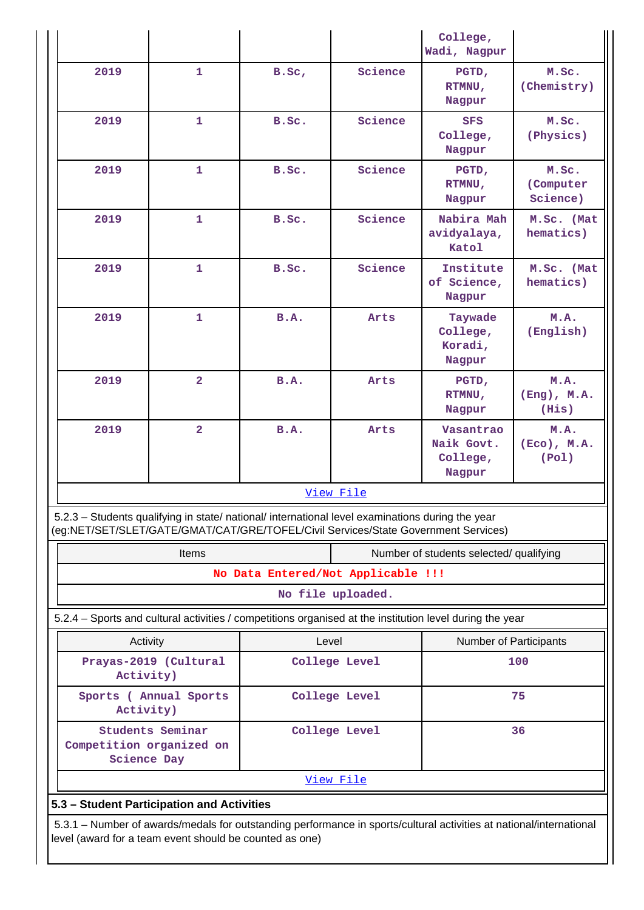| | | | | College, Wadi, Nagpur | |
|---|---|---|---|---|---|
| 2019 | 1 | B.Sc, | Science | PGTD, RTMNU, Nagpur | M.Sc. (Chemistry) |
| 2019 | 1 | B.Sc. | Science | SFS College, Nagpur | M.Sc. (Physics) |
| 2019 | 1 | B.Sc. | Science | PGTD, RTMNU, Nagpur | M.Sc. (Computer Science) |
| 2019 | 1 | B.Sc. | Science | Nabira Mahavidyalaya, Katol | M.Sc. (Mathematics) |
| 2019 | 1 | B.Sc. | Science | Institute of Science, Nagpur | M.Sc. (Mathematics) |
| 2019 | 1 | B.A. | Arts | Taywade College, Koradi, Nagpur | M.A. (English) |
| 2019 | 2 | B.A. | Arts | PGTD, RTMNU, Nagpur | M.A. (Eng), M.A. (His) |
| 2019 | 2 | B.A. | Arts | Vasantrao Naik Govt. College, Nagpur | M.A. (Eco), M.A. (Pol) |

View File

5.2.3 – Students qualifying in state/ national/ international level examinations during the year (eg:NET/SET/SLET/GATE/GMAT/CAT/GRE/TOFEL/Civil Services/State Government Services)

| Items | Number of students selected/ qualifying |
|---|---|
| No Data Entered/Not Applicable !!! | |

No file uploaded.

5.2.4 – Sports and cultural activities / competitions organised at the institution level during the year

| Activity | Level | Number of Participants |
|---|---|---|
| Prayas-2019 (Cultural Activity) | College Level | 100 |
| Sports ( Annual Sports Activity) | College Level | 75 |
| Students Seminar Competition organized on Science Day | College Level | 36 |

View File

**5.3 – Student Participation and Activities**

5.3.1 – Number of awards/medals for outstanding performance in sports/cultural activities at national/international level (award for a team event should be counted as one)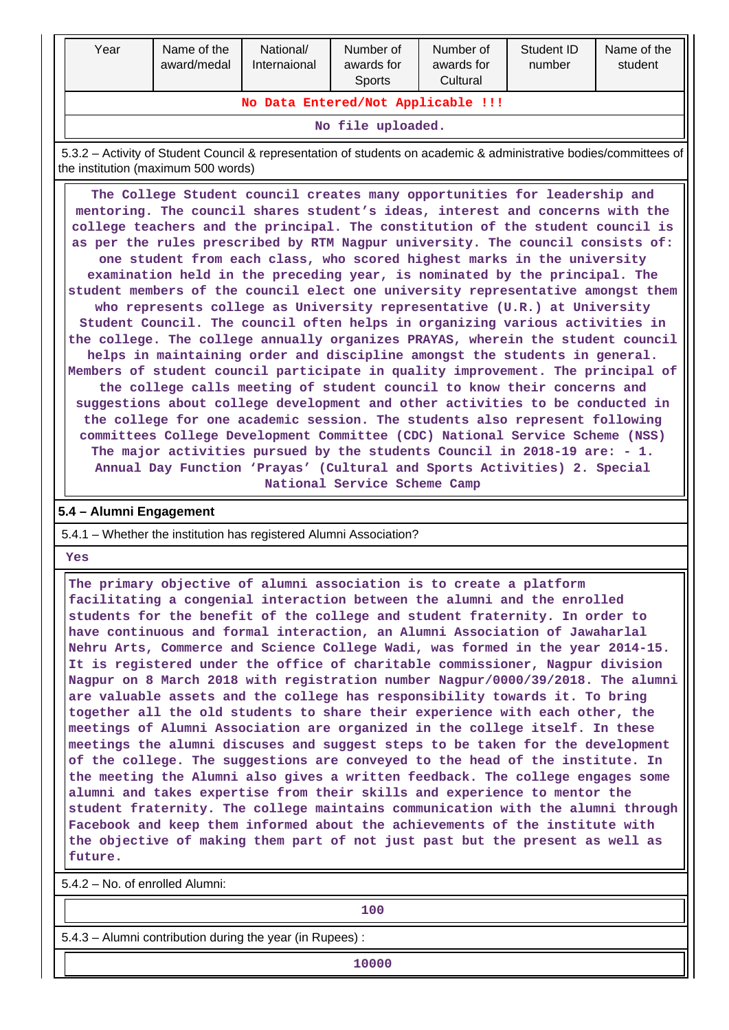| Year | Name of the award/medal | National/ Internaional | Number of awards for Sports | Number of awards for Cultural | Student ID number | Name of the student |
|---|---|---|---|---|---|---|
| **No Data Entered/Not Applicable !!!** | | | | | | |
| **No file uploaded.** | | | | | | |

5.3.2 – Activity of Student Council & representation of students on academic & administrative bodies/committees of the institution (maximum 500 words)

The College Student council creates many opportunities for leadership and mentoring. The council shares student's ideas, interest and concerns with the college teachers and the principal. The constitution of the student council is as per the rules prescribed by RTM Nagpur university. The council consists of: one student from each class, who scored highest marks in the university examination held in the preceding year, is nominated by the principal. The student members of the council elect one university representative amongst them who represents college as University representative (U.R.) at University Student Council. The council often helps in organizing various activities in the college. The college annually organizes PRAYAS, wherein the student council helps in maintaining order and discipline amongst the students in general. Members of student council participate in quality improvement. The principal of the college calls meeting of student council to know their concerns and suggestions about college development and other activities to be conducted in the college for one academic session. The students also represent following committees College Development Committee (CDC) National Service Scheme (NSS) The major activities pursued by the students Council in 2018-19 are: - 1. Annual Day Function 'Prayas' (Cultural and Sports Activities) 2. Special National Service Scheme Camp

## 5.4 – Alumni Engagement

5.4.1 – Whether the institution has registered Alumni Association?

Yes

The primary objective of alumni association is to create a platform facilitating a congenial interaction between the alumni and the enrolled students for the benefit of the college and student fraternity. In order to have continuous and formal interaction, an Alumni Association of Jawaharlal Nehru Arts, Commerce and Science College Wadi, was formed in the year 2014-15. It is registered under the office of charitable commissioner, Nagpur division Nagpur on 8 March 2018 with registration number Nagpur/0000/39/2018. The alumni are valuable assets and the college has responsibility towards it. To bring together all the old students to share their experience with each other, the meetings of Alumni Association are organized in the college itself. In these meetings the alumni discuses and suggest steps to be taken for the development of the college. The suggestions are conveyed to the head of the institute. In the meeting the Alumni also gives a written feedback. The college engages some alumni and takes expertise from their skills and experience to mentor the student fraternity. The college maintains communication with the alumni through Facebook and keep them informed about the achievements of the institute with the objective of making them part of not just past but the present as well as future.

5.4.2 – No. of enrolled Alumni:

100

5.4.3 – Alumni contribution during the year (in Rupees) :

10000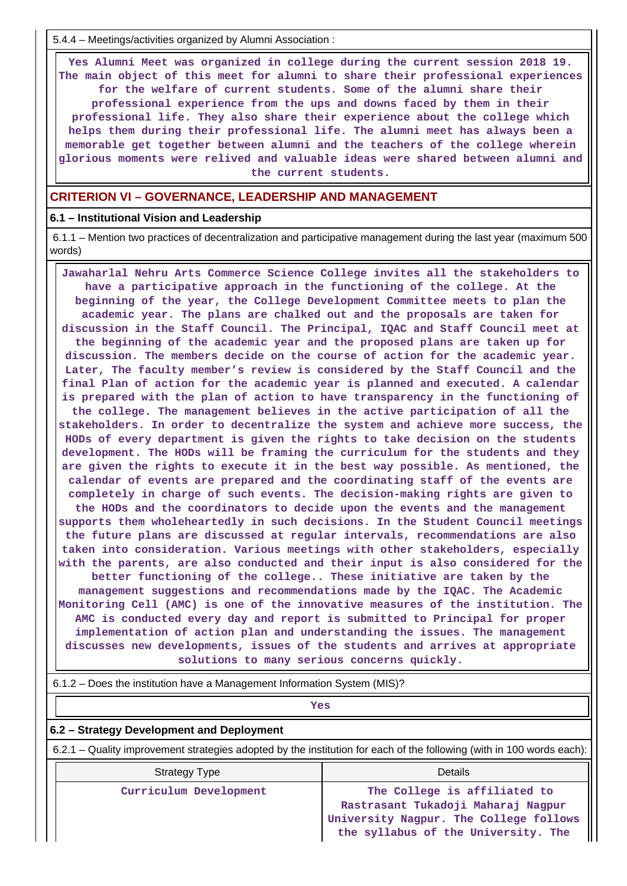5.4.4 – Meetings/activities organized by Alumni Association :

**Yes Alumni Meet was organized in college during the current session 2018 19. The main object of this meet for alumni to share their professional experiences for the welfare of current students. Some of the alumni share their professional experience from the ups and downs faced by them in their professional life. They also share their experience about the college which helps them during their professional life. The alumni meet has always been a memorable get together between alumni and the teachers of the college wherein glorious moments were relived and valuable ideas were shared between alumni and the current students.**

## CRITERION VI – GOVERNANCE, LEADERSHIP AND MANAGEMENT

### 6.1 – Institutional Vision and Leadership

6.1.1 – Mention two practices of decentralization and participative management during the last year (maximum 500 words)

**Jawaharlal Nehru Arts Commerce Science College invites all the stakeholders to have a participative approach in the functioning of the college. At the beginning of the year, the College Development Committee meets to plan the academic year. The plans are chalked out and the proposals are taken for discussion in the Staff Council. The Principal, IQAC and Staff Council meet at the beginning of the academic year and the proposed plans are taken up for discussion. The members decide on the course of action for the academic year. Later, The faculty member's review is considered by the Staff Council and the final Plan of action for the academic year is planned and executed. A calendar is prepared with the plan of action to have transparency in the functioning of the college. The management believes in the active participation of all the stakeholders. In order to decentralize the system and achieve more success, the HODs of every department is given the rights to take decision on the students development. The HODs will be framing the curriculum for the students and they are given the rights to execute it in the best way possible. As mentioned, the calendar of events are prepared and the coordinating staff of the events are completely in charge of such events. The decision-making rights are given to the HODs and the coordinators to decide upon the events and the management supports them wholeheartedly in such decisions. In the Student Council meetings the future plans are discussed at regular intervals, recommendations are also taken into consideration. Various meetings with other stakeholders, especially with the parents, are also conducted and their input is also considered for the better functioning of the college.. These initiative are taken by the management suggestions and recommendations made by the IQAC. The Academic Monitoring Cell (AMC) is one of the innovative measures of the institution. The AMC is conducted every day and report is submitted to Principal for proper implementation of action plan and understanding the issues. The management discusses new developments, issues of the students and arrives at appropriate solutions to many serious concerns quickly.**

6.1.2 – Does the institution have a Management Information System (MIS)?

**Yes**

### 6.2 – Strategy Development and Deployment

6.2.1 – Quality improvement strategies adopted by the institution for each of the following (with in 100 words each):

| Strategy Type | Details |
|---|---|
| Curriculum Development | The College is affiliated to Rastrasant Tukadoji Maharaj Nagpur University Nagpur. The College follows the syllabus of the University. The |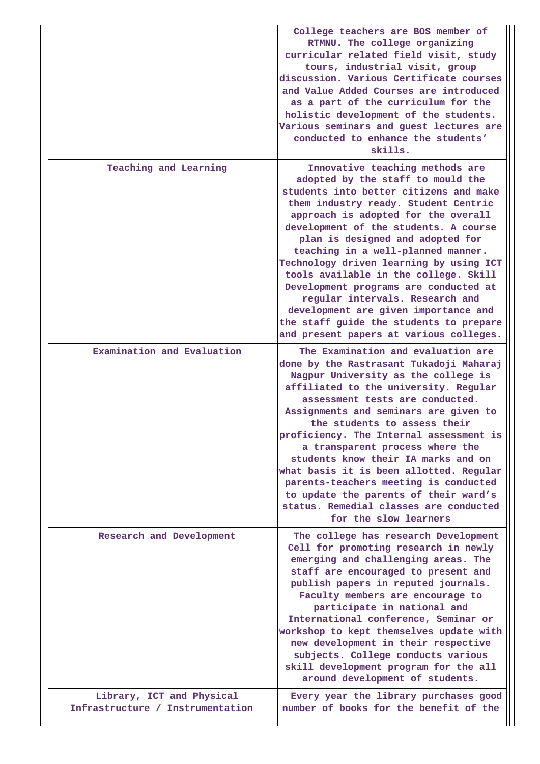| | |
|---|---|
| | College teachers are BOS member of RTMNU. The college organizing curricular related field visit, study tours, industrial visit, group discussion. Various Certificate courses and Value Added Courses are introduced as a part of the curriculum for the holistic development of the students. Various seminars and guest lectures are conducted to enhance the students' skills. |
| Teaching and Learning | Innovative teaching methods are adopted by the staff to mould the students into better citizens and make them industry ready. Student Centric approach is adopted for the overall development of the students. A course plan is designed and adopted for teaching in a well-planned manner. Technology driven learning by using ICT tools available in the college. Skill Development programs are conducted at regular intervals. Research and development are given importance and the staff guide the students to prepare and present papers at various colleges. |
| Examination and Evaluation | The Examination and evaluation are done by the Rastrasant Tukadoji Maharaj Nagpur University as the college is affiliated to the university. Regular assessment tests are conducted. Assignments and seminars are given to the students to assess their proficiency. The Internal assessment is a transparent process where the students know their IA marks and on what basis it is been allotted. Regular parents-teachers meeting is conducted to update the parents of their ward's status. Remedial classes are conducted for the slow learners |
| Research and Development | The college has research Development Cell for promoting research in newly emerging and challenging areas. The staff are encouraged to present and publish papers in reputed journals. Faculty members are encourage to participate in national and International conference, Seminar or workshop to kept themselves update with new development in their respective subjects. College conducts various skill development program for the all around development of students. |
| Library, ICT and Physical Infrastructure / Instrumentation | Every year the library purchases good number of books for the benefit of the |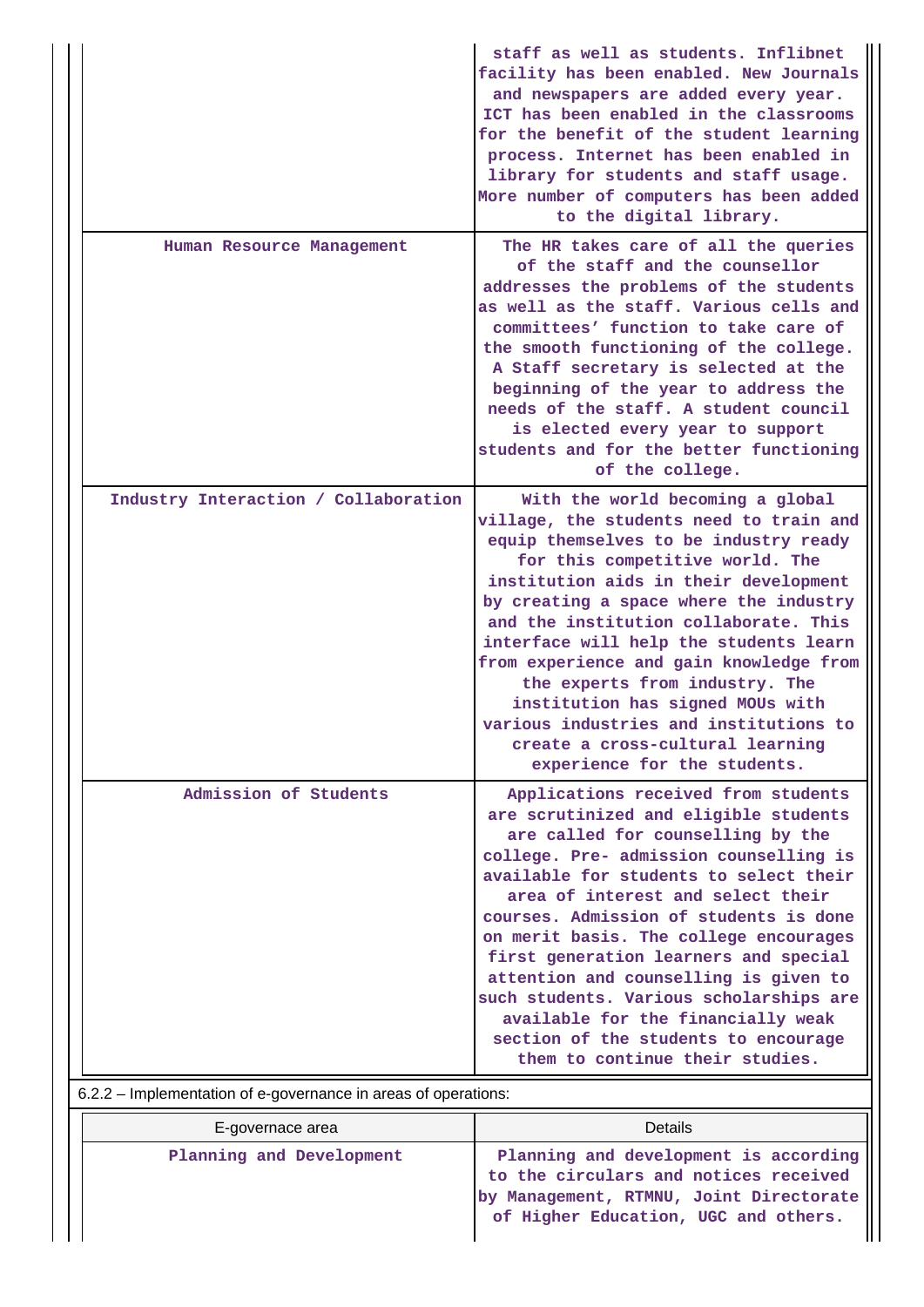| | |
|---|---|
| | staff as well as students. Inflibnet facility has been enabled. New Journals and newspapers are added every year. ICT has been enabled in the classrooms for the benefit of the student learning process. Internet has been enabled in library for students and staff usage. More number of computers has been added to the digital library. |
| Human Resource Management | The HR takes care of all the queries of the staff and the counsellor addresses the problems of the students as well as the staff. Various cells and committees' function to take care of the smooth functioning of the college. A Staff secretary is selected at the beginning of the year to address the needs of the staff. A student council is elected every year to support students and for the better functioning of the college. |
| Industry Interaction / Collaboration | With the world becoming a global village, the students need to train and equip themselves to be industry ready for this competitive world. The institution aids in their development by creating a space where the industry and the institution collaborate. This interface will help the students learn from experience and gain knowledge from the experts from industry. The institution has signed MOUs with various industries and institutions to create a cross-cultural learning experience for the students. |
| Admission of Students | Applications received from students are scrutinized and eligible students are called for counselling by the college. Pre- admission counselling is available for students to select their area of interest and select their courses. Admission of students is done on merit basis. The college encourages first generation learners and special attention and counselling is given to such students. Various scholarships are available for the financially weak section of the students to encourage them to continue their studies. |

6.2.2 – Implementation of e-governance in areas of operations:

| E-governace area | Details |
|---|---|
| Planning and Development | Planning and development is according to the circulars and notices received by Management, RTMNU, Joint Directorate of Higher Education, UGC and others. |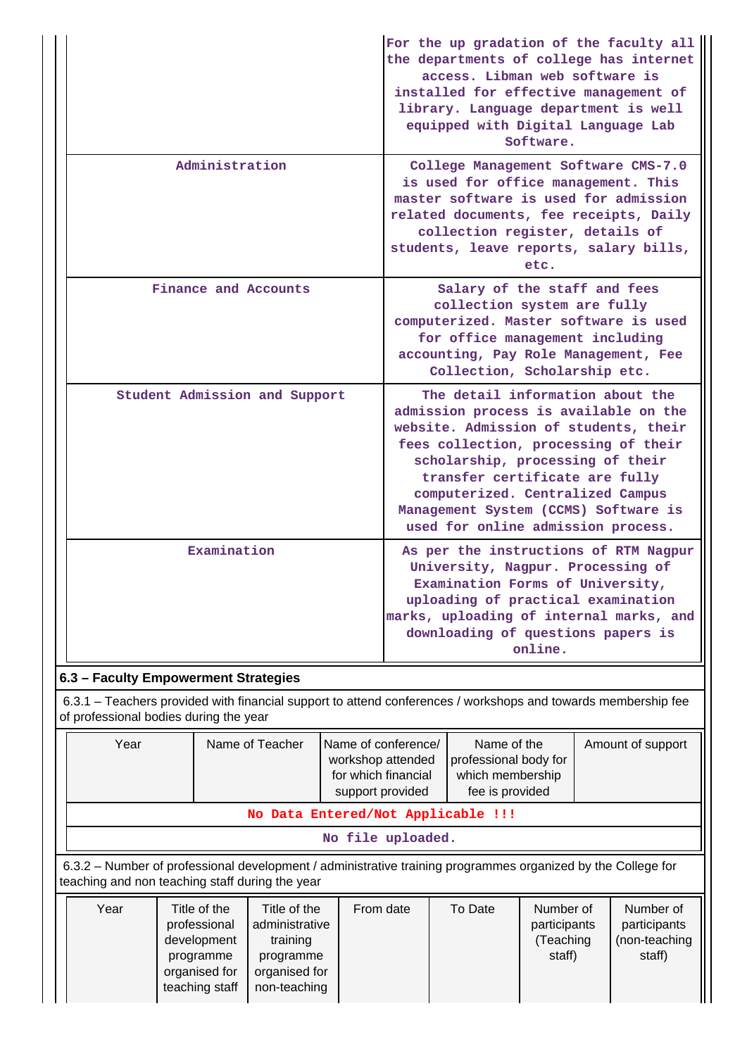| | |
|---|---|
| | For the up gradation of the faculty all the departments of college has internet access. Libman web software is installed for effective management of library. Language department is well equipped with Digital Language Lab Software. |
| Administration | College Management Software CMS-7.0 is used for office management. This master software is used for admission related documents, fee receipts, Daily collection register, details of students, leave reports, salary bills, etc. |
| Finance and Accounts | Salary of the staff and fees collection system are fully computerized. Master software is used for office management including accounting, Pay Role Management, Fee Collection, Scholarship etc. |
| Student Admission and Support | The detail information about the admission process is available on the website. Admission of students, their fees collection, processing of their scholarship, processing of their transfer certificate are fully computerized. Centralized Campus Management System (CCMS) Software is used for online admission process. |
| Examination | As per the instructions of RTM Nagpur University, Nagpur. Processing of Examination Forms of University, uploading of practical examination marks, uploading of internal marks, and downloading of questions papers is online. |

**6.3 – Faculty Empowerment Strategies**

6.3.1 – Teachers provided with financial support to attend conferences / workshops and towards membership fee of professional bodies during the year

| Year | Name of Teacher | Name of conference/ workshop attended for which financial support provided | Name of the professional body for which membership fee is provided | Amount of support |
|---|---|---|---|---|
| No Data Entered/Not Applicable !!! | | | | |
| No file uploaded. | | | | |

6.3.2 – Number of professional development / administrative training programmes organized by the College for teaching and non teaching staff during the year

| Year | Title of the professional development programme organised for teaching staff | Title of the administrative training programme organised for non-teaching | From date | To Date | Number of participants (Teaching staff) | Number of participants (non-teaching staff) |
|---|---|---|---|---|---|---|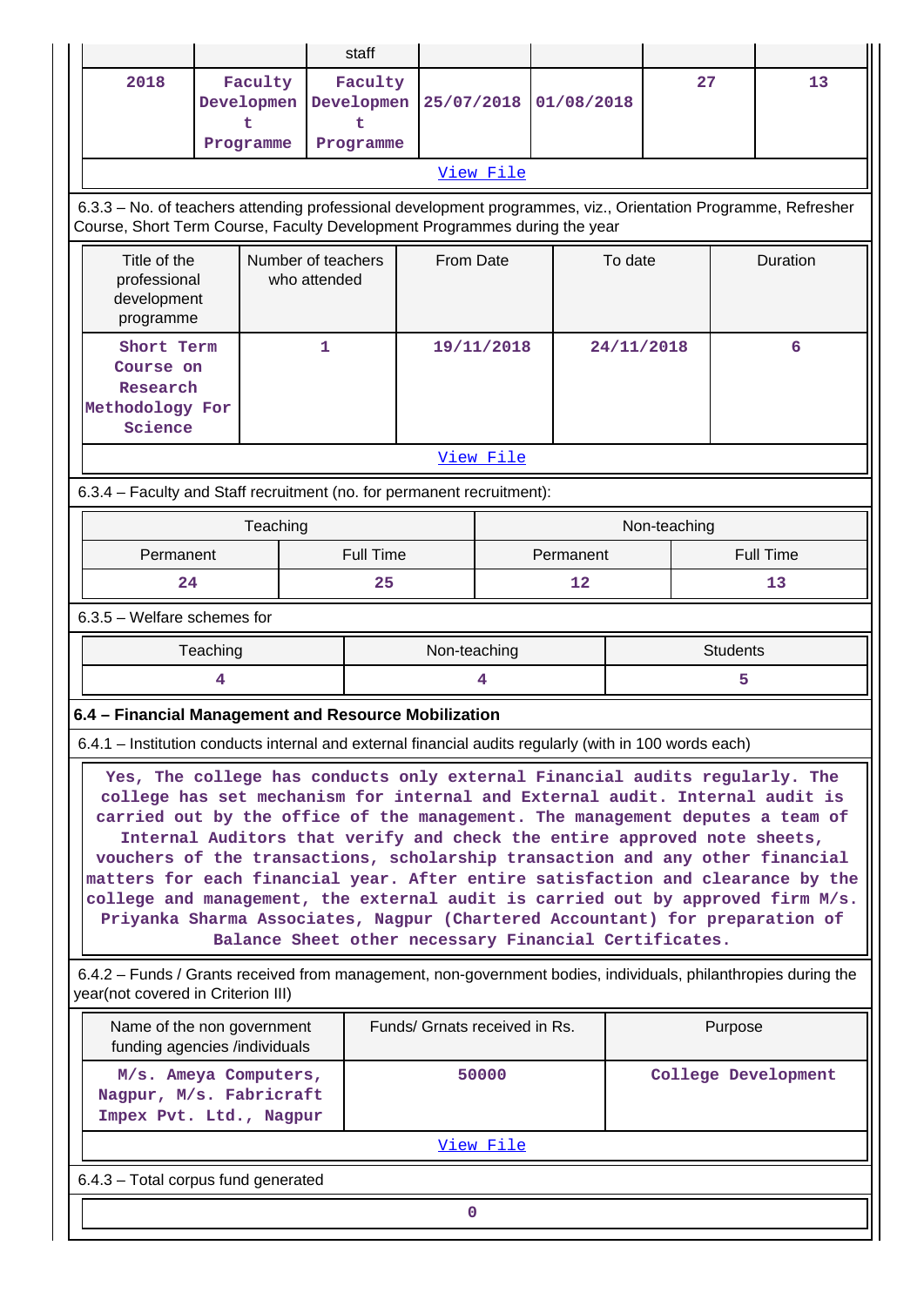| | | staff | | | | |
|---|---|---|---|---|---|---|
| 2018 | Faculty Development Programme | Faculty Development Programme | 25/07/2018 | 01/08/2018 | 27 | 13 |
| View File | | | | | | |

6.3.3 – No. of teachers attending professional development programmes, viz., Orientation Programme, Refresher Course, Short Term Course, Faculty Development Programmes during the year

| Title of the professional development programme | Number of teachers who attended | From Date | To date | Duration |
|---|---|---|---|---|
| Short Term Course on Research Methodology For Science | 1 | 19/11/2018 | 24/11/2018 | 6 |
| View File | | | | |

6.3.4 – Faculty and Staff recruitment (no. for permanent recruitment):

| Teaching | | Non-teaching | |
|---|---|---|---|
| Permanent | Full Time | Permanent | Full Time |
| 24 | 25 | 12 | 13 |

6.3.5 – Welfare schemes for

| Teaching | Non-teaching | Students |
|---|---|---|
| 4 | 4 | 5 |

**6.4 – Financial Management and Resource Mobilization**

6.4.1 – Institution conducts internal and external financial audits regularly (with in 100 words each)

Yes, The college has conducts only external Financial audits regularly. The college has set mechanism for internal and External audit. Internal audit is carried out by the office of the management. The management deputes a team of Internal Auditors that verify and check the entire approved note sheets, vouchers of the transactions, scholarship transaction and any other financial matters for each financial year. After entire satisfaction and clearance by the college and management, the external audit is carried out by approved firm M/s. Priyanka Sharma Associates, Nagpur (Chartered Accountant) for preparation of Balance Sheet other necessary Financial Certificates.

6.4.2 – Funds / Grants received from management, non-government bodies, individuals, philanthropies during the year(not covered in Criterion III)

| Name of the non government funding agencies /individuals | Funds/ Grnats received in Rs. | Purpose |
|---|---|---|
| M/s. Ameya Computers, Nagpur, M/s. Fabricraft Impex Pvt. Ltd., Nagpur | 50000 | College Development |
| View File | | |

6.4.3 – Total corpus fund generated

| 0 |
|---|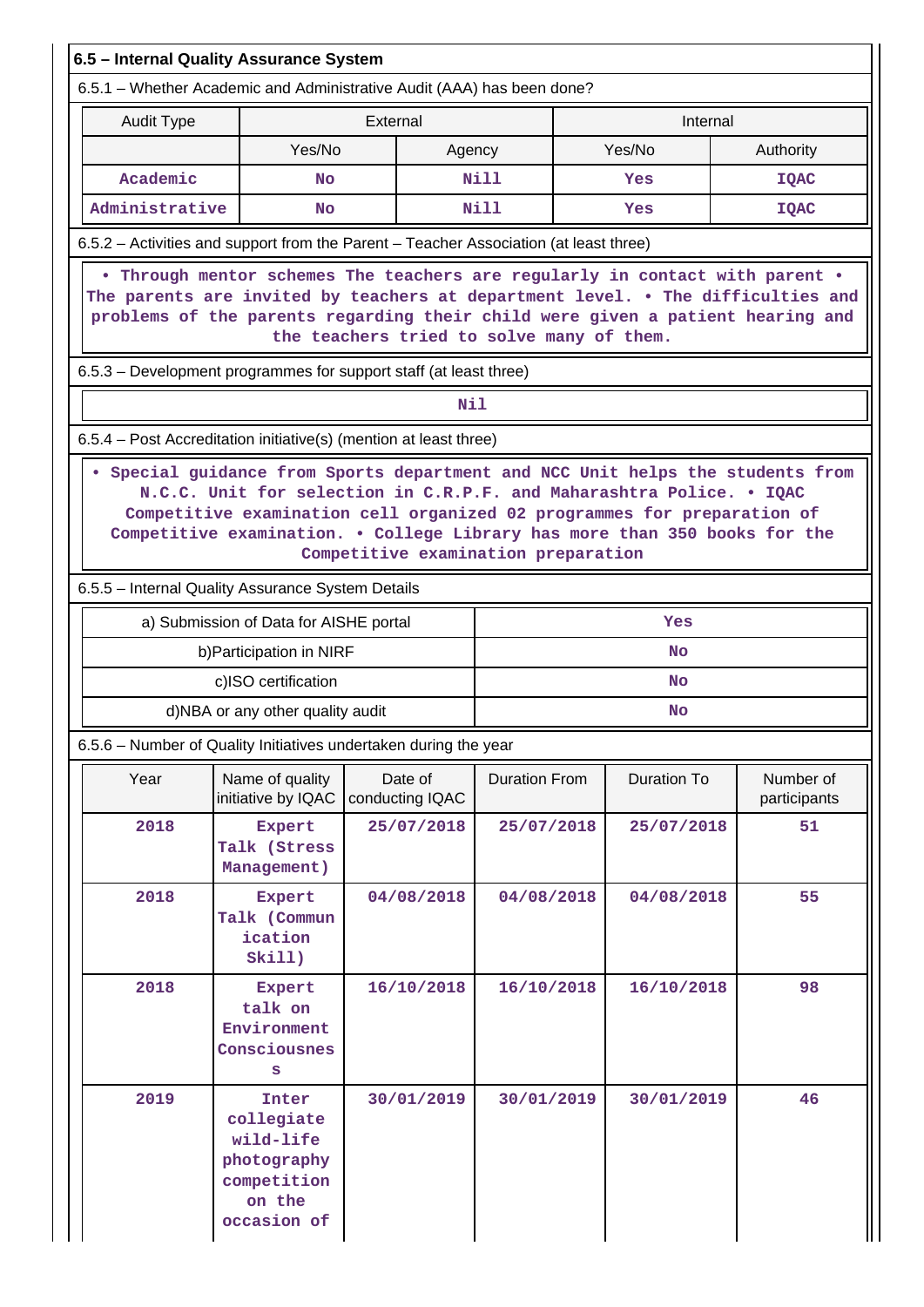## 6.5 – Internal Quality Assurance System

6.5.1 – Whether Academic and Administrative Audit (AAA) has been done?

| Audit Type | External | | Internal | |
|---|---|---|---|---|
| | Yes/No | Agency | Yes/No | Authority |
| Academic | No | Nill | Yes | IQAC |
| Administrative | No | Nill | Yes | IQAC |

6.5.2 – Activities and support from the Parent – Teacher Association (at least three)

• Through mentor schemes The teachers are regularly in contact with parent • The parents are invited by teachers at department level. • The difficulties and problems of the parents regarding their child were given a patient hearing and the teachers tried to solve many of them.

6.5.3 – Development programmes for support staff (at least three)

Nil

6.5.4 – Post Accreditation initiative(s) (mention at least three)

• Special guidance from Sports department and NCC Unit helps the students from N.C.C. Unit for selection in C.R.P.F. and Maharashtra Police. • IQAC Competitive examination cell organized 02 programmes for preparation of Competitive examination. • College Library has more than 350 books for the Competitive examination preparation

6.5.5 – Internal Quality Assurance System Details

| | |
|---|---|
| a) Submission of Data for AISHE portal | Yes |
| b)Participation in NIRF | No |
| c)ISO certification | No |
| d)NBA or any other quality audit | No |

6.5.6 – Number of Quality Initiatives undertaken during the year

| Year | Name of quality initiative by IQAC | Date of conducting IQAC | Duration From | Duration To | Number of participants |
|---|---|---|---|---|---|
| 2018 | Expert Talk (Stress Management) | 25/07/2018 | 25/07/2018 | 25/07/2018 | 51 |
| 2018 | Expert Talk (Communication Skill) | 04/08/2018 | 04/08/2018 | 04/08/2018 | 55 |
| 2018 | Expert talk on Environment Consciousness | 16/10/2018 | 16/10/2018 | 16/10/2018 | 98 |
| 2019 | Inter collegiate wild-life photography competition on the occasion of | 30/01/2019 | 30/01/2019 | 30/01/2019 | 46 |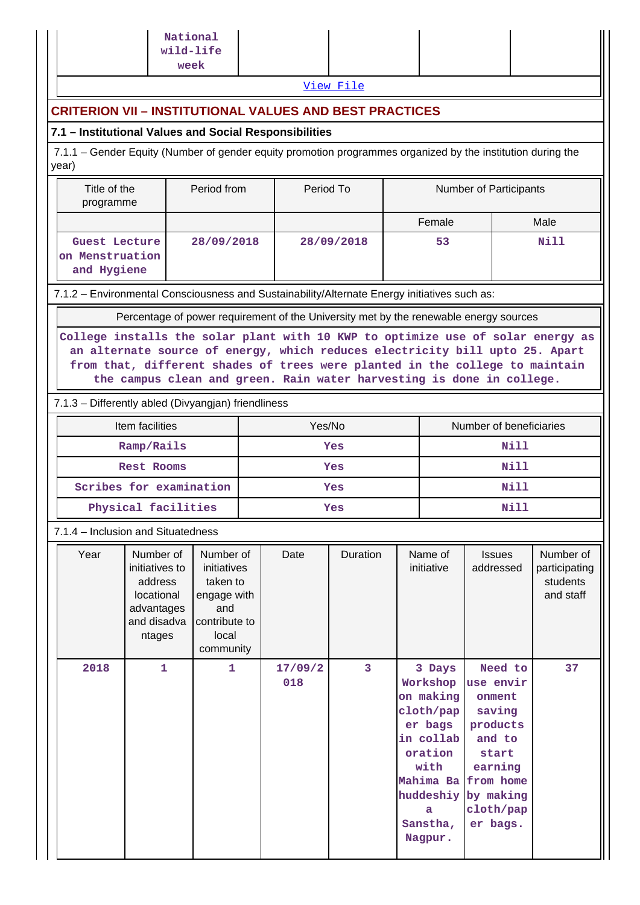| | National wild-life week | | | | |
|---|---|---|---|---|---|

[View File](#)

## CRITERION VII – INSTITUTIONAL VALUES AND BEST PRACTICES

### 7.1 – Institutional Values and Social Responsibilities

7.1.1 – Gender Equity (Number of gender equity promotion programmes organized by the institution during the year)

| Title of the programme | Period from | Period To | Number of Participants | |
|---|---|---|---|---|
| | | | Female | Male |
| Guest Lecture on Menstruation and Hygiene | 28/09/2018 | 28/09/2018 | 53 | Nill |

7.1.2 – Environmental Consciousness and Sustainability/Alternate Energy initiatives such as:

| Percentage of power requirement of the University met by the renewable energy sources |
|---|
| College installs the solar plant with 10 KWP to optimize use of solar energy as an alternate source of energy, which reduces electricity bill upto 25. Apart from that, different shades of trees were planted in the college to maintain the campus clean and green. Rain water harvesting is done in college. |

7.1.3 – Differently abled (Divyangjan) friendliness

| Item facilities | Yes/No | Number of beneficiaries |
|---|---|---|
| Ramp/Rails | Yes | Nill |
| Rest Rooms | Yes | Nill |
| Scribes for examination | Yes | Nill |
| Physical facilities | Yes | Nill |

7.1.4 – Inclusion and Situatedness

| Year | Number of initiatives to address locational advantages and disadvantages | Number of initiatives taken to engage with and contribute to local community | Date | Duration | Name of initiative | Issues addressed | Number of participating students and staff |
|---|---|---|---|---|---|---|---|
| 2018 | 1 | 1 | 17/09/2018 | 3 | 3 Days Workshop on making cloth/paper bags in collaboration with Mahima Bahuddeshiya Sanstha, Nagpur. | Need to use environment saving products and to start earning from home by making cloth/paper bags. | 37 |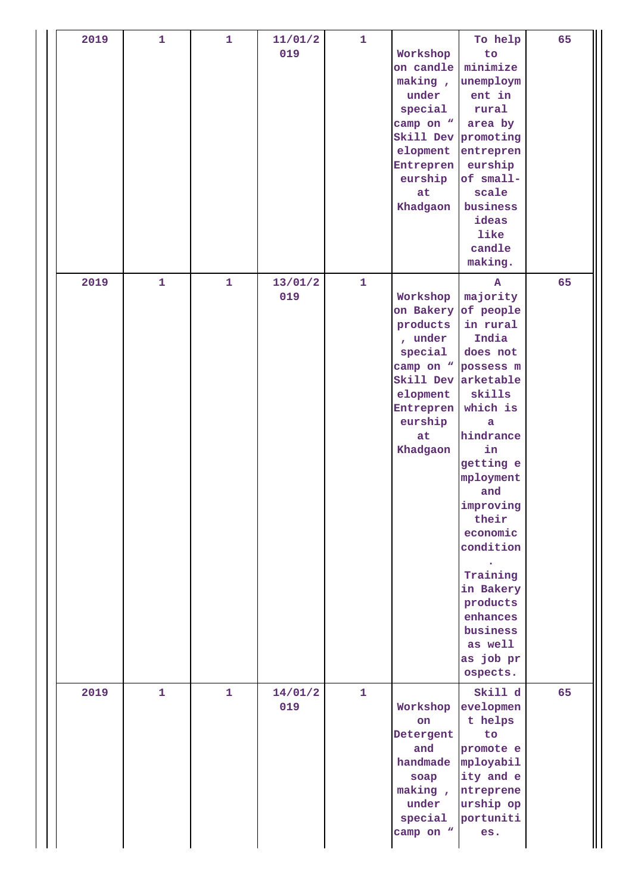| | | | | | | | |
|---|---|---|---|---|---|---|---|
| 2019 | 1 | 1 | 11/01/2019 | 1 | Workshop on candle making , under special camp on “ Skill Development Entrepreneurship at Khadgaon | To help to minimize unemployment in rural area by promoting entrepreneurship of small-scale business ideas like candle making. | 65 |
| 2019 | 1 | 1 | 13/01/2019 | 1 | Workshop on Bakery products , under special camp on “ Skill Development Entrepreneurship at Khadgaon | A majority of people in rural India does not possess marketable skills which is a hindrance in getting employment and improving their economic condition. Training in Bakery products enhances business as well as job prospects. | 65 |
| 2019 | 1 | 1 | 14/01/2019 | 1 | Workshop on Detergent and handmade soap making , under special camp on “ | Skill development helps to promote employability and entrepreneurship opportunities. | 65 |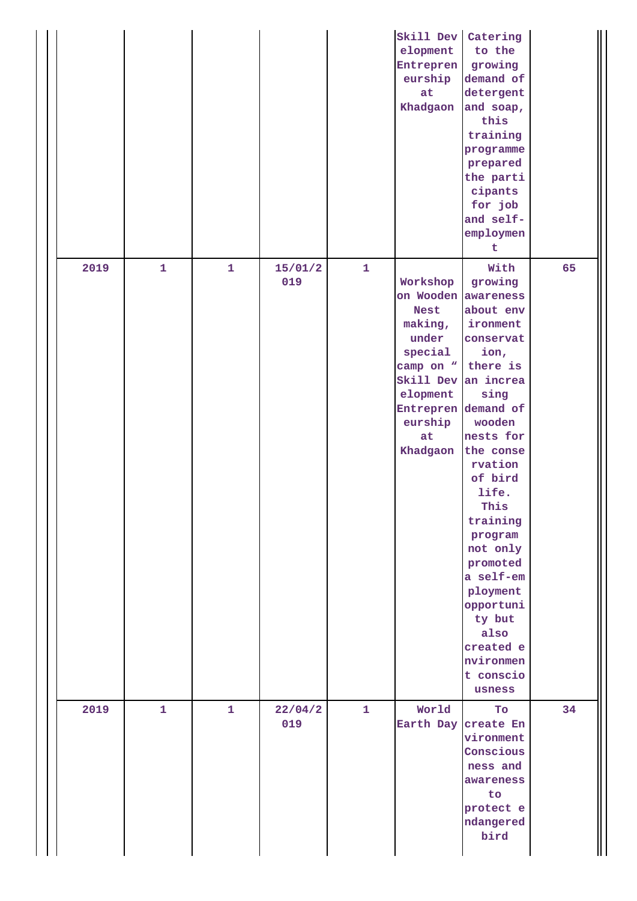| | | | | | | | |
|---|---|---|---|---|---|---|---|
| | | | | | Skill Development Entrepreneurship at Khadgaon | Catering to the growing demand of detergent and soap, this training programme prepared the participants for job and self-employment | |
| 2019 | 1 | 1 | 15/01/2019 | 1 | Workshop on Wooden Nest making, under special camp on " Skill Development Entrepreneurship at Khadgaon | With growing awareness about environment conservation, there is an increasing demand of wooden nests for the conservation of bird life. This training program not only promoted a self-employment opportunity but also created environment consciousness | 65 |
| 2019 | 1 | 1 | 22/04/2019 | 1 | World Earth Day | To create Environment Consciousness and awareness to protect endangered bird | 34 |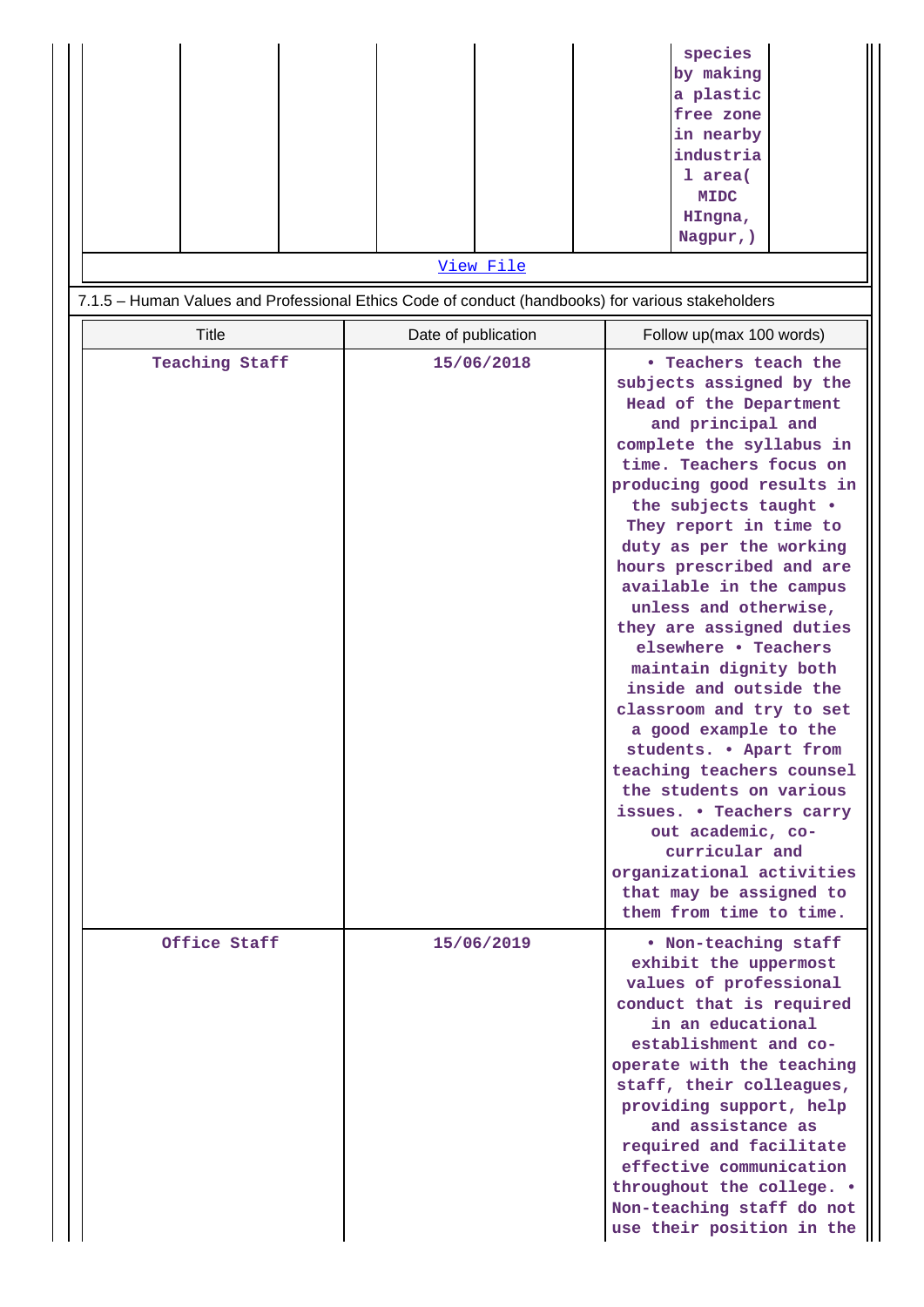| | | | | | | species by making a plastic free zone in nearby industrial area( MIDC HIngna, Nagpur,) | |
|---|---|---|---|---|---|---|---|

View File

7.1.5 – Human Values and Professional Ethics Code of conduct (handbooks) for various stakeholders

| Title | Date of publication | Follow up(max 100 words) |
|---|---|---|
| Teaching Staff | 15/06/2018 | • Teachers teach the subjects assigned by the Head of the Department and principal and complete the syllabus in time. Teachers focus on producing good results in the subjects taught • They report in time to duty as per the working hours prescribed and are available in the campus unless and otherwise, they are assigned duties elsewhere • Teachers maintain dignity both inside and outside the classroom and try to set a good example to the students. • Apart from teaching teachers counsel the students on various issues. • Teachers carry out academic, co-curricular and organizational activities that may be assigned to them from time to time. |
| Office Staff | 15/06/2019 | • Non-teaching staff exhibit the uppermost values of professional conduct that is required in an educational establishment and co-operate with the teaching staff, their colleagues, providing support, help and assistance as required and facilitate effective communication throughout the college. • Non-teaching staff do not use their position in the |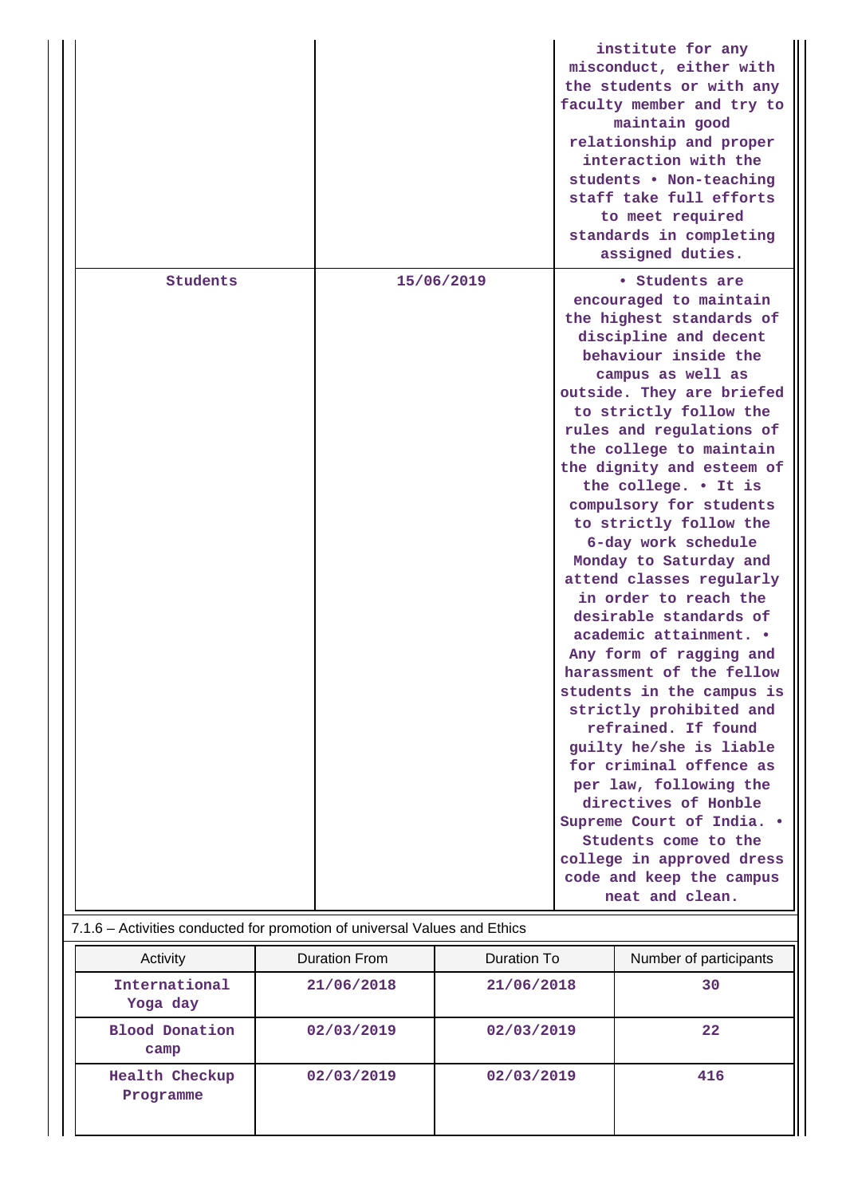| | | institute for any misconduct, either with the students or with any faculty member and try to maintain good relationship and proper interaction with the students • Non-teaching staff take full efforts to meet required standards in completing assigned duties. |
|---|---|---|
| Students | 15/06/2019 | • Students are encouraged to maintain the highest standards of discipline and decent behaviour inside the campus as well as outside. They are briefed to strictly follow the rules and regulations of the college to maintain the dignity and esteem of the college. • It is compulsory for students to strictly follow the 6-day work schedule Monday to Saturday and attend classes regularly in order to reach the desirable standards of academic attainment. • Any form of ragging and harassment of the fellow students in the campus is strictly prohibited and refrained. If found guilty he/she is liable for criminal offence as per law, following the directives of Honble Supreme Court of India. • Students come to the college in approved dress code and keep the campus neat and clean. |

7.1.6 – Activities conducted for promotion of universal Values and Ethics

| Activity | Duration From | Duration To | Number of participants |
|---|---|---|---|
| International Yoga day | 21/06/2018 | 21/06/2018 | 30 |
| Blood Donation camp | 02/03/2019 | 02/03/2019 | 22 |
| Health Checkup Programme | 02/03/2019 | 02/03/2019 | 416 |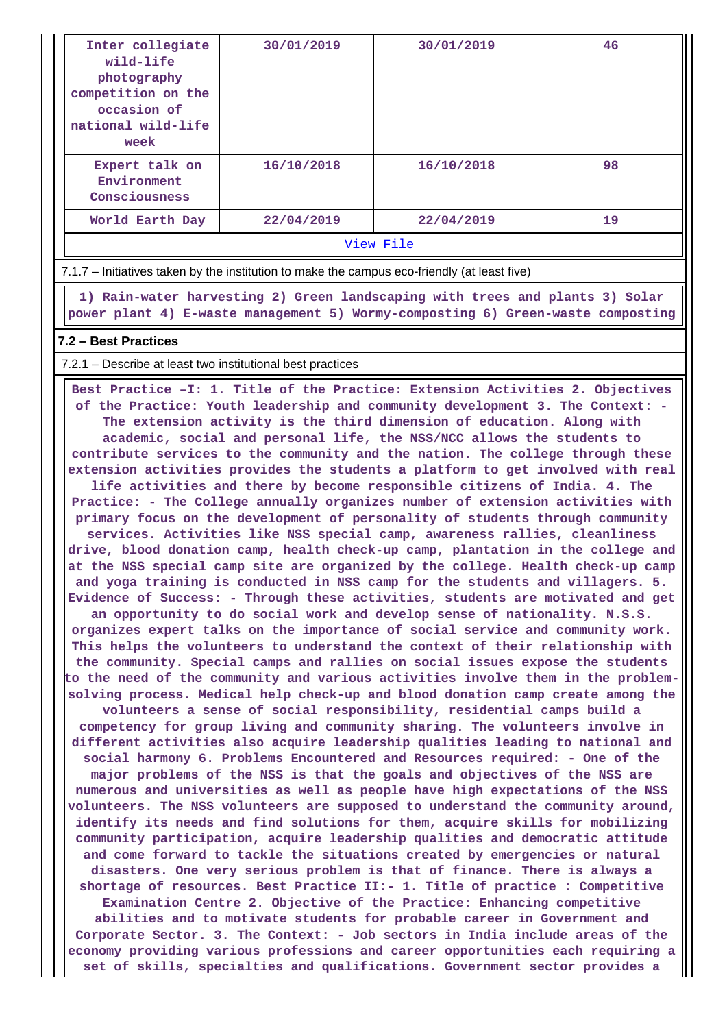| | | | |
|---|---|---|---|
| Inter collegiate wild-life photography competition on the occasion of national wild-life week | 30/01/2019 | 30/01/2019 | 46 |
| Expert talk on Environment Consciousness | 16/10/2018 | 16/10/2018 | 98 |
| World Earth Day | 22/04/2019 | 22/04/2019 | 19 |

View File

7.1.7 – Initiatives taken by the institution to make the campus eco-friendly (at least five)

1) Rain-water harvesting 2) Green landscaping with trees and plants 3) Solar power plant 4) E-waste management 5) Wormy-composting 6) Green-waste composting

**7.2 – Best Practices**

7.2.1 – Describe at least two institutional best practices

Best Practice –I: 1. Title of the Practice: Extension Activities 2. Objectives of the Practice: Youth leadership and community development 3. The Context: - The extension activity is the third dimension of education. Along with academic, social and personal life, the NSS/NCC allows the students to contribute services to the community and the nation. The college through these extension activities provides the students a platform to get involved with real life activities and there by become responsible citizens of India. 4. The Practice: - The College annually organizes number of extension activities with primary focus on the development of personality of students through community services. Activities like NSS special camp, awareness rallies, cleanliness drive, blood donation camp, health check-up camp, plantation in the college and at the NSS special camp site are organized by the college. Health check-up camp and yoga training is conducted in NSS camp for the students and villagers. 5. Evidence of Success: - Through these activities, students are motivated and get an opportunity to do social work and develop sense of nationality. N.S.S. organizes expert talks on the importance of social service and community work. This helps the volunteers to understand the context of their relationship with the community. Special camps and rallies on social issues expose the students to the need of the community and various activities involve them in the problem-solving process. Medical help check-up and blood donation camp create among the volunteers a sense of social responsibility, residential camps build a competency for group living and community sharing. The volunteers involve in different activities also acquire leadership qualities leading to national and social harmony 6. Problems Encountered and Resources required: - One of the major problems of the NSS is that the goals and objectives of the NSS are numerous and universities as well as people have high expectations of the NSS volunteers. The NSS volunteers are supposed to understand the community around, identify its needs and find solutions for them, acquire skills for mobilizing community participation, acquire leadership qualities and democratic attitude and come forward to tackle the situations created by emergencies or natural disasters. One very serious problem is that of finance. There is always a shortage of resources. Best Practice II:- 1. Title of practice : Competitive Examination Centre 2. Objective of the Practice: Enhancing competitive abilities and to motivate students for probable career in Government and Corporate Sector. 3. The Context: - Job sectors in India include areas of the economy providing various professions and career opportunities each requiring a set of skills, specialties and qualifications. Government sector provides a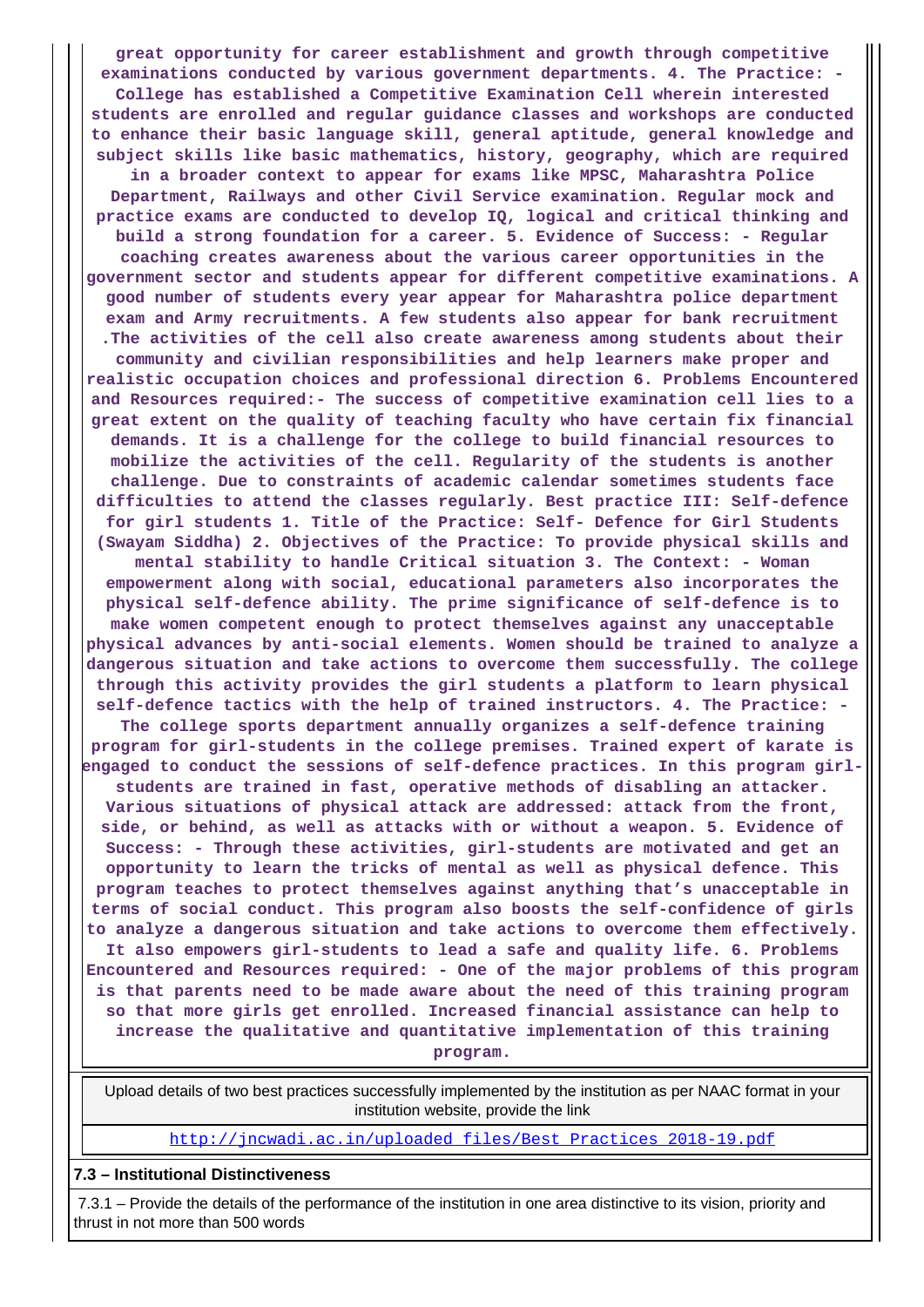great opportunity for career establishment and growth through competitive examinations conducted by various government departments. 4. The Practice: - College has established a Competitive Examination Cell wherein interested students are enrolled and regular guidance classes and workshops are conducted to enhance their basic language skill, general aptitude, general knowledge and subject skills like basic mathematics, history, geography, which are required in a broader context to appear for exams like MPSC, Maharashtra Police Department, Railways and other Civil Service examination. Regular mock and practice exams are conducted to develop IQ, logical and critical thinking and build a strong foundation for a career. 5. Evidence of Success: - Regular coaching creates awareness about the various career opportunities in the government sector and students appear for different competitive examinations. A good number of students every year appear for Maharashtra police department exam and Army recruitments. A few students also appear for bank recruitment .The activities of the cell also create awareness among students about their community and civilian responsibilities and help learners make proper and realistic occupation choices and professional direction 6. Problems Encountered and Resources required:- The success of competitive examination cell lies to a great extent on the quality of teaching faculty who have certain fix financial demands. It is a challenge for the college to build financial resources to mobilize the activities of the cell. Regularity of the students is another challenge. Due to constraints of academic calendar sometimes students face difficulties to attend the classes regularly. Best practice III: Self-defence for girl students 1. Title of the Practice: Self- Defence for Girl Students (Swayam Siddha) 2. Objectives of the Practice: To provide physical skills and mental stability to handle Critical situation 3. The Context: - Woman empowerment along with social, educational parameters also incorporates the physical self-defence ability. The prime significance of self-defence is to make women competent enough to protect themselves against any unacceptable physical advances by anti-social elements. Women should be trained to analyze a dangerous situation and take actions to overcome them successfully. The college through this activity provides the girl students a platform to learn physical self-defence tactics with the help of trained instructors. 4. The Practice: - The college sports department annually organizes a self-defence training program for girl-students in the college premises. Trained expert of karate is engaged to conduct the sessions of self-defence practices. In this program girl-students are trained in fast, operative methods of disabling an attacker. Various situations of physical attack are addressed: attack from the front, side, or behind, as well as attacks with or without a weapon. 5. Evidence of Success: - Through these activities, girl-students are motivated and get an opportunity to learn the tricks of mental as well as physical defence. This program teaches to protect themselves against anything that's unacceptable in terms of social conduct. This program also boosts the self-confidence of girls to analyze a dangerous situation and take actions to overcome them effectively. It also empowers girl-students to lead a safe and quality life. 6. Problems Encountered and Resources required: - One of the major problems of this program is that parents need to be made aware about the need of this training program so that more girls get enrolled. Increased financial assistance can help to increase the qualitative and quantitative implementation of this training program.

| Upload details of two best practices successfully implemented by the institution as per NAAC format in your institution website, provide the link |
|---|
| http://jncwadi.ac.in/uploaded_files/Best_Practices_2018-19.pdf |

**7.3 – Institutional Distinctiveness**

7.3.1 – Provide the details of the performance of the institution in one area distinctive to its vision, priority and thrust in not more than 500 words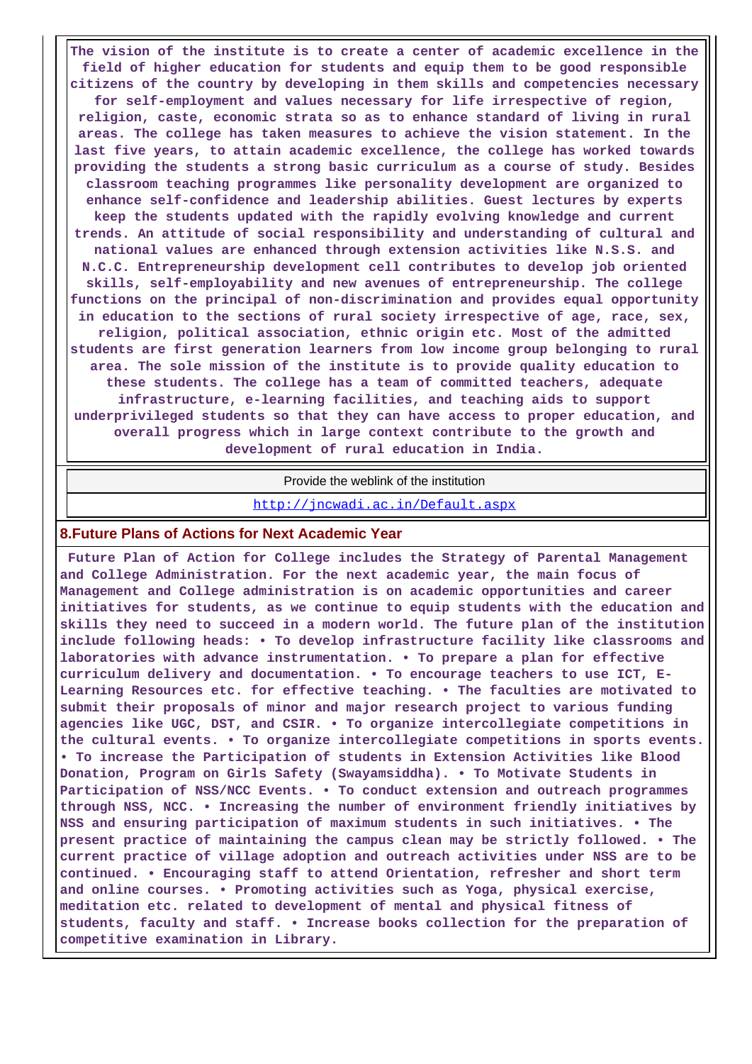**The vision of the institute is to create a center of academic excellence in the field of higher education for students and equip them to be good responsible citizens of the country by developing in them skills and competencies necessary for self-employment and values necessary for life irrespective of region, religion, caste, economic strata so as to enhance standard of living in rural areas. The college has taken measures to achieve the vision statement. In the last five years, to attain academic excellence, the college has worked towards providing the students a strong basic curriculum as a course of study. Besides classroom teaching programmes like personality development are organized to enhance self-confidence and leadership abilities. Guest lectures by experts keep the students updated with the rapidly evolving knowledge and current trends. An attitude of social responsibility and understanding of cultural and national values are enhanced through extension activities like N.S.S. and N.C.C. Entrepreneurship development cell contributes to develop job oriented skills, self-employability and new avenues of entrepreneurship. The college functions on the principal of non-discrimination and provides equal opportunity in education to the sections of rural society irrespective of age, race, sex, religion, political association, ethnic origin etc. Most of the admitted students are first generation learners from low income group belonging to rural area. The sole mission of the institute is to provide quality education to these students. The college has a team of committed teachers, adequate infrastructure, e-learning facilities, and teaching aids to support underprivileged students so that they can have access to proper education, and overall progress which in large context contribute to the growth and development of rural education in India.**

| Provide the weblink of the institution |
|---|
| http://jncwadi.ac.in/Default.aspx |

## 8.Future Plans of Actions for Next Academic Year

**Future Plan of Action for College includes the Strategy of Parental Management and College Administration. For the next academic year, the main focus of Management and College administration is on academic opportunities and career initiatives for students, as we continue to equip students with the education and skills they need to succeed in a modern world. The future plan of the institution include following heads: • To develop infrastructure facility like classrooms and laboratories with advance instrumentation. • To prepare a plan for effective curriculum delivery and documentation. • To encourage teachers to use ICT, E-Learning Resources etc. for effective teaching. • The faculties are motivated to submit their proposals of minor and major research project to various funding agencies like UGC, DST, and CSIR. • To organize intercollegiate competitions in the cultural events. • To organize intercollegiate competitions in sports events. • To increase the Participation of students in Extension Activities like Blood Donation, Program on Girls Safety (Swayamsiddha). • To Motivate Students in Participation of NSS/NCC Events. • To conduct extension and outreach programmes through NSS, NCC. • Increasing the number of environment friendly initiatives by NSS and ensuring participation of maximum students in such initiatives. • The present practice of maintaining the campus clean may be strictly followed. • The current practice of village adoption and outreach activities under NSS are to be continued. • Encouraging staff to attend Orientation, refresher and short term and online courses. • Promoting activities such as Yoga, physical exercise, meditation etc. related to development of mental and physical fitness of students, faculty and staff. • Increase books collection for the preparation of competitive examination in Library.**